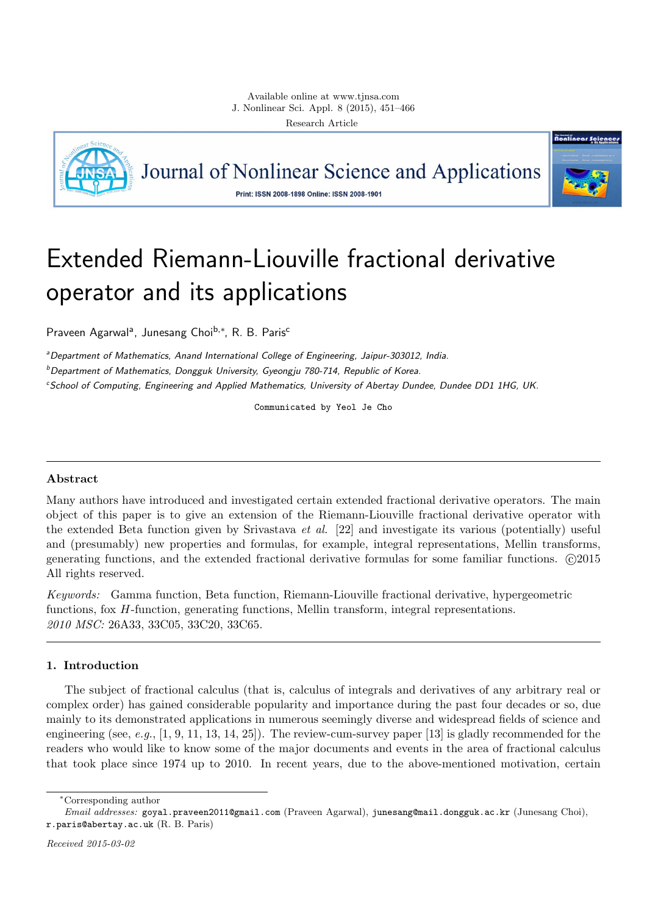Available online at www.tjnsa.com
J. Nonlinear Sci. Appl. 8 (2015), 451–466
Research Article

Journal of Nonlinear Science and Applications

Print: ISSN 2008-1898 Online: ISSN 2008-1901

# Extended Riemann-Liouville fractional derivative operator and its applications

Praveen Agarwal[a], Junesang Choi[b,*], R. B. Paris[c]

[a] *Department of Mathematics, Anand International College of Engineering, Jaipur-303012, India.*

[b] *Department of Mathematics, Dongguk University, Gyeongju 780-714, Republic of Korea.*

[c] *School of Computing, Engineering and Applied Mathematics, University of Abertay Dundee, Dundee DD1 1HG, UK.*

Communicated by Yeol Je Cho

---

## Abstract

Many authors have introduced and investigated certain extended fractional derivative operators. The main object of this paper is to give an extension of the Riemann-Liouville fractional derivative operator with the extended Beta function given by Srivastava *et al.* [22] and investigate its various (potentially) useful and (presumably) new properties and formulas, for example, integral representations, Mellin transforms, generating functions, and the extended fractional derivative formulas for some familiar functions. ©2015 All rights reserved.

*Keywords:* Gamma function, Beta function, Riemann-Liouville fractional derivative, hypergeometric functions, fox $H$-function, generating functions, Mellin transform, integral representations.
*2010 MSC:* 26A33, 33C05, 33C20, 33C65.

---

## 1. Introduction

The subject of fractional calculus (that is, calculus of integrals and derivatives of any arbitrary real or complex order) has gained considerable popularity and importance during the past four decades or so, due mainly to its demonstrated applications in numerous seemingly diverse and widespread fields of science and engineering (see, *e.g.*, [1, 9, 11, 13, 14, 25]). The review-cum-survey paper [13] is gladly recommended for the readers who would like to know some of the major documents and events in the area of fractional calculus that took place since 1974 up to 2010. In recent years, due to the above-mentioned motivation, certain

---

*Corresponding author

*Email addresses:* goyal.praveen2011@gmail.com (Praveen Agarwal), junesang@mail.dongguk.ac.kr (Junesang Choi), r.paris@abertay.ac.uk (R. B. Paris)

*Received 2015-03-02*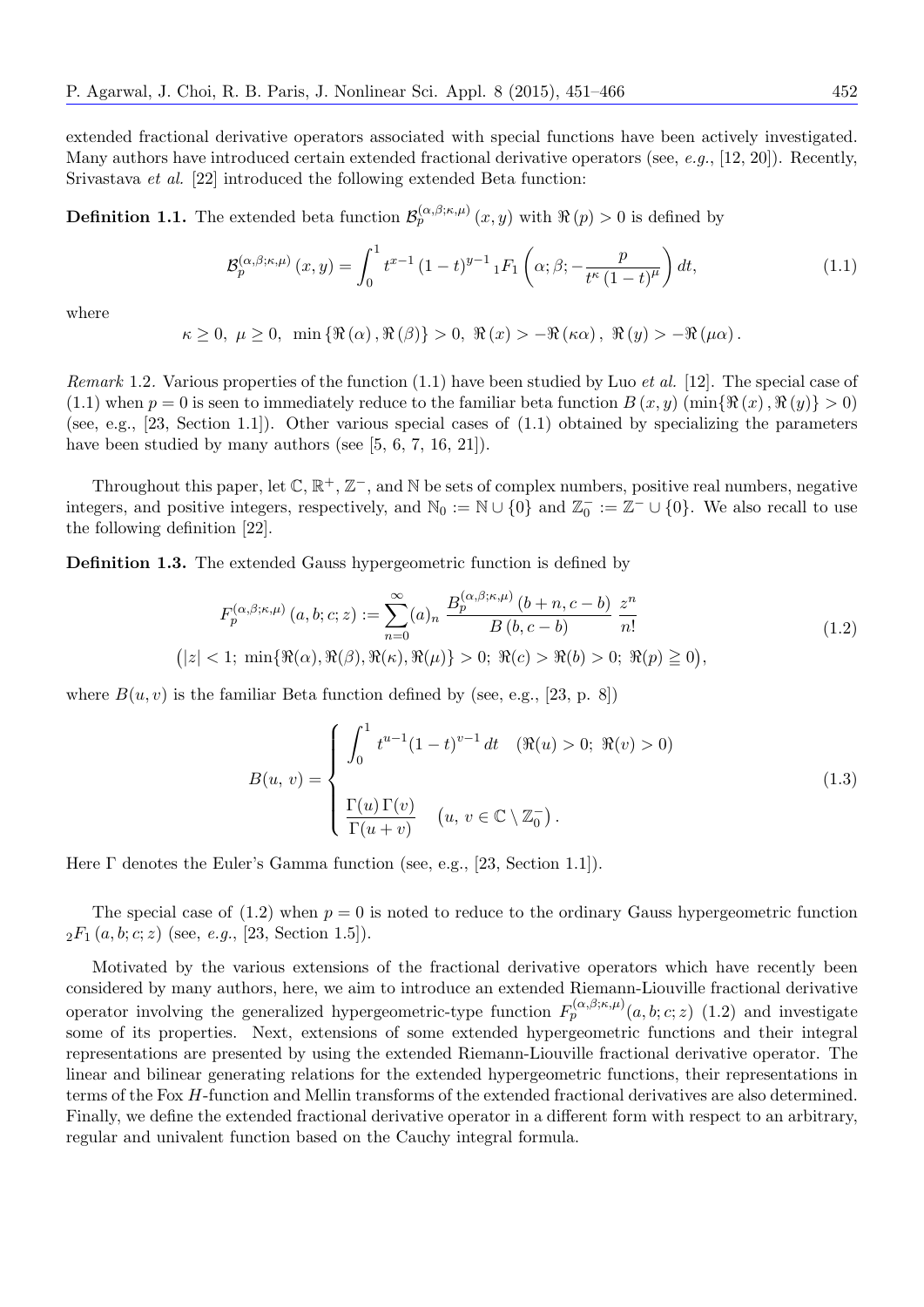extended fractional derivative operators associated with special functions have been actively investigated. Many authors have introduced certain extended fractional derivative operators (see, *e.g.*, [12, 20]). Recently, Srivastava *et al.* [22] introduced the following extended Beta function:

**Definition 1.1.** The extended beta function $\mathcal{B}_p^{(\alpha,\beta;\kappa,\mu)}(x,y)$ with $\Re(p) > 0$ is defined by

$$\mathcal{B}_p^{(\alpha,\beta;\kappa,\mu)}(x,y) = \int_0^1 t^{x-1}(1-t)^{y-1}\, {}_1F_1\left(\alpha;\beta;-\frac{p}{t^{\kappa}(1-t)^{\mu}}\right) dt, \tag{1.1}$$

where

$$\kappa \geq 0,\ \mu \geq 0,\ \min\{\Re(\alpha), \Re(\beta)\} > 0,\ \Re(x) > -\Re(\kappa\alpha),\ \Re(y) > -\Re(\mu\alpha).$$

*Remark* 1.2. Various properties of the function (1.1) have been studied by Luo *et al.* [12]. The special case of (1.1) when $p = 0$ is seen to immediately reduce to the familiar beta function $B(x,y)$ $(\min\{\Re(x), \Re(y)\} > 0)$ (see, e.g., [23, Section 1.1]). Other various special cases of (1.1) obtained by specializing the parameters have been studied by many authors (see [5, 6, 7, 16, 21]).

Throughout this paper, let $\mathbb{C}$, $\mathbb{R}^+$, $\mathbb{Z}^-$, and $\mathbb{N}$ be sets of complex numbers, positive real numbers, negative integers, and positive integers, respectively, and $\mathbb{N}_0 := \mathbb{N} \cup \{0\}$ and $\mathbb{Z}_0^- := \mathbb{Z}^- \cup \{0\}$. We also recall to use the following definition [22].

**Definition 1.3.** The extended Gauss hypergeometric function is defined by

$$\begin{gathered} F_p^{(\alpha,\beta;\kappa,\mu)}(a,b;c;z) := \sum_{n=0}^{\infty} (a)_n\, \frac{B_p^{(\alpha,\beta;\kappa,\mu)}(b+n, c-b)}{B(b, c-b)}\, \frac{z^n}{n!} \\ \big(|z| < 1;\ \min\{\Re(\alpha), \Re(\beta), \Re(\kappa), \Re(\mu)\} > 0;\ \Re(c) > \Re(b) > 0;\ \Re(p) \geqq 0\big), \end{gathered} \tag{1.2}$$

where $B(u,v)$ is the familiar Beta function defined by (see, e.g., [23, p. 8])

$$B(u,\, v) = \begin{cases} \displaystyle\int_0^1 t^{u-1}(1-t)^{v-1}\, dt \quad (\Re(u) > 0;\ \Re(v) > 0) \\[2ex] \displaystyle\frac{\Gamma(u)\,\Gamma(v)}{\Gamma(u+v)} \quad \left(u,\, v \in \mathbb{C} \setminus \mathbb{Z}_0^-\right). \end{cases} \tag{1.3}$$

Here $\Gamma$ denotes the Euler's Gamma function (see, e.g., [23, Section 1.1]).

The special case of (1.2) when $p = 0$ is noted to reduce to the ordinary Gauss hypergeometric function ${}_2F_1(a,b;c;z)$ (see, *e.g.*, [23, Section 1.5]).

Motivated by the various extensions of the fractional derivative operators which have recently been considered by many authors, here, we aim to introduce an extended Riemann-Liouville fractional derivative operator involving the generalized hypergeometric-type function $F_p^{(\alpha,\beta;\kappa,\mu)}(a,b;c;z)$ (1.2) and investigate some of its properties. Next, extensions of some extended hypergeometric functions and their integral representations are presented by using the extended Riemann-Liouville fractional derivative operator. The linear and bilinear generating relations for the extended hypergeometric functions, their representations in terms of the Fox $H$-function and Mellin transforms of the extended fractional derivatives are also determined. Finally, we define the extended fractional derivative operator in a different form with respect to an arbitrary, regular and univalent function based on the Cauchy integral formula.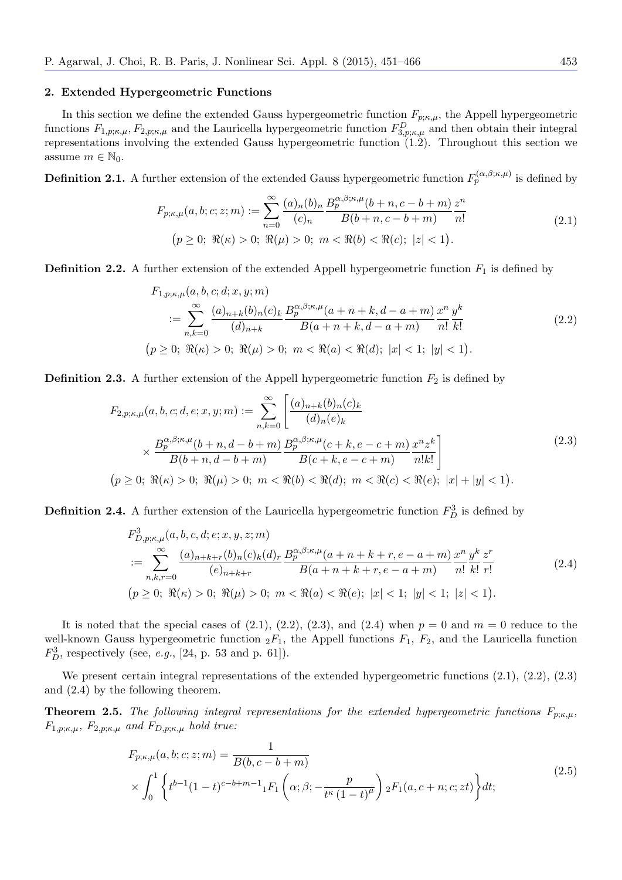## 2. Extended Hypergeometric Functions

In this section we define the extended Gauss hypergeometric function $F_{p;\kappa,\mu}$, the Appell hypergeometric functions $F_{1,p;\kappa,\mu}, F_{2,p;\kappa,\mu}$ and the Lauricella hypergeometric function $F^{D}_{3,p;\kappa,\mu}$ and then obtain their integral representations involving the extended Gauss hypergeometric function (1.2). Throughout this section we assume $m \in \mathbb{N}_0$.

**Definition 2.1.** A further extension of the extended Gauss hypergeometric function $F_p^{(\alpha,\beta;\kappa,\mu)}$ is defined by

$$
\begin{gathered}
F_{p;\kappa,\mu}(a,b;c;z;m) := \sum_{n=0}^{\infty} \frac{(a)_n (b)_n}{(c)_n} \frac{B_p^{\alpha,\beta;\kappa,\mu}(b+n, c-b+m)}{B(b+n, c-b+m)} \frac{z^n}{n!} \\
\big(p \geq 0;\ \Re(\kappa) > 0;\ \Re(\mu) > 0;\ m < \Re(b) < \Re(c);\ |z| < 1\big).
\end{gathered} \tag{2.1}
$$

**Definition 2.2.** A further extension of the extended Appell hypergeometric function $F_1$ is defined by

$$
\begin{aligned}
&F_{1,p;\kappa,\mu}(a,b,c;d;x,y;m) \\
&\quad := \sum_{n,k=0}^{\infty} \frac{(a)_{n+k} (b)_n (c)_k}{(d)_{n+k}} \frac{B_p^{\alpha,\beta;\kappa,\mu}(a+n+k, d-a+m)}{B(a+n+k, d-a+m)} \frac{x^n}{n!} \frac{y^k}{k!} \\
&\big(p \geq 0;\ \Re(\kappa) > 0;\ \Re(\mu) > 0;\ m < \Re(a) < \Re(d);\ |x| < 1;\ |y| < 1\big).
\end{aligned} \tag{2.2}
$$

**Definition 2.3.** A further extension of the Appell hypergeometric function $F_2$ is defined by

$$
\begin{aligned}
F_{2,p;\kappa,\mu}(a,b,c;d,e;x,y;m) &:= \sum_{n,k=0}^{\infty} \Bigg[ \frac{(a)_{n+k} (b)_n (c)_k}{(d)_n (e)_k} \\
&\times \frac{B_p^{\alpha,\beta;\kappa,\mu}(b+n, d-b+m)}{B(b+n, d-b+m)} \frac{B_p^{\alpha,\beta;\kappa,\mu}(c+k, e-c+m)}{B(c+k, e-c+m)} \frac{x^n z^k}{n! k!} \Bigg] \\
\big(p \geq 0;\ \Re(\kappa) > 0;\ \Re(\mu) > 0;\ &m < \Re(b) < \Re(d);\ m < \Re(c) < \Re(e);\ |x| + |y| < 1\big).
\end{aligned} \tag{2.3}
$$

**Definition 2.4.** A further extension of the Lauricella hypergeometric function $F_D^3$ is defined by

$$
\begin{aligned}
&F^3_{D,p;\kappa,\mu}(a,b,c,d;e;x,y,z;m) \\
&:= \sum_{n,k,r=0}^{\infty} \frac{(a)_{n+k+r} (b)_n (c)_k (d)_r}{(e)_{n+k+r}} \frac{B_p^{\alpha,\beta;\kappa,\mu}(a+n+k+r, e-a+m)}{B(a+n+k+r, e-a+m)} \frac{x^n}{n!} \frac{y^k}{k!} \frac{z^r}{r!} \\
&\big(p \geq 0;\ \Re(\kappa) > 0;\ \Re(\mu) > 0;\ m < \Re(a) < \Re(e);\ |x| < 1;\ |y| < 1;\ |z| < 1\big).
\end{aligned} \tag{2.4}
$$

It is noted that the special cases of (2.1), (2.2), (2.3), and (2.4) when $p = 0$ and $m = 0$ reduce to the well-known Gauss hypergeometric function ${}_2F_1$, the Appell functions $F_1$, $F_2$, and the Lauricella function $F_D^3$, respectively (see, *e.g.*, [24, p. 53 and p. 61]).

We present certain integral representations of the extended hypergeometric functions (2.1), (2.2), (2.3) and (2.4) by the following theorem.

**Theorem 2.5.** *The following integral representations for the extended hypergeometric functions $F_{p;\kappa,\mu}$, $F_{1,p;\kappa,\mu}$, $F_{2,p;\kappa,\mu}$ and $F_{D,p;\kappa,\mu}$ hold true:*

$$
\begin{aligned}
F_{p;\kappa,\mu}(a,b;c;z;m) &= \frac{1}{B(b, c-b+m)} \\
&\times \int_0^1 \left\{ t^{b-1} (1-t)^{c-b+m-1} {}_1F_1\left(\alpha; \beta; -\frac{p}{t^{\kappa} (1-t)^{\mu}}\right) {}_2F_1(a, c+n; c; zt) \right\} dt;
\end{aligned} \tag{2.5}
$$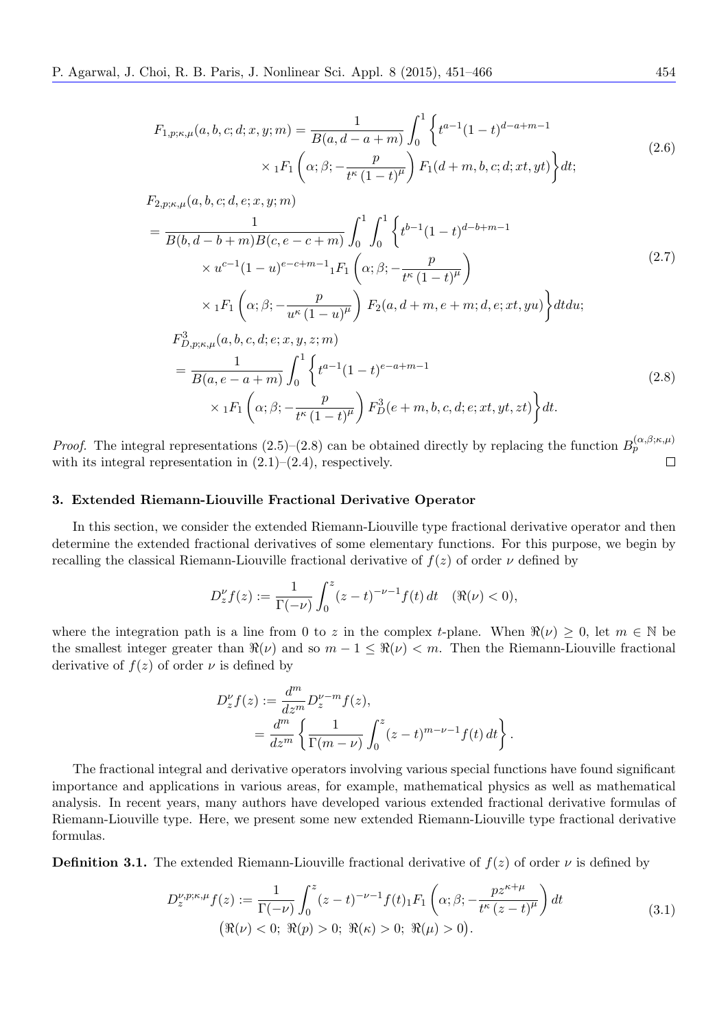$$
\begin{aligned}
F_{1,p;\kappa,\mu}(a,b,c;d;x,y;m) = \frac{1}{B(a,d-a+m)} \int_0^1 \bigg\{ & t^{a-1}(1-t)^{d-a+m-1} \\
& \times {}_1F_1\left(\alpha;\beta;-\frac{p}{t^{\kappa}(1-t)^{\mu}}\right) F_1(d+m,b,c;d;xt,yt) \bigg\} dt;
\end{aligned}
\tag{2.6}
$$

$$
\begin{aligned}
& F_{2,p;\kappa,\mu}(a,b,c;d,e;x,y;m) \\
& = \frac{1}{B(b,d-b+m)B(c,e-c+m)} \int_0^1 \int_0^1 \bigg\{ t^{b-1}(1-t)^{d-b+m-1} \\
& \qquad \times u^{c-1}(1-u)^{e-c+m-1} {}_1F_1\left(\alpha;\beta;-\frac{p}{t^{\kappa}(1-t)^{\mu}}\right) \\
& \qquad \times {}_1F_1\left(\alpha;\beta;-\frac{p}{u^{\kappa}(1-u)^{\mu}}\right) F_2(a,d+m,e+m;d,e;xt,yu) \bigg\} dt du;
\end{aligned}
\tag{2.7}
$$

$$
\begin{aligned}
& F^3_{D,p;\kappa,\mu}(a,b,c,d;e;x,y,z;m) \\
& = \frac{1}{B(a,e-a+m)} \int_0^1 \bigg\{ t^{a-1}(1-t)^{e-a+m-1} \\
& \qquad \times {}_1F_1\left(\alpha;\beta;-\frac{p}{t^{\kappa}(1-t)^{\mu}}\right) F^3_D(e+m,b,c,d;e;xt,yt,zt) \bigg\} dt.
\end{aligned}
\tag{2.8}
$$

*Proof.* The integral representations (2.5)–(2.8) can be obtained directly by replacing the function $B_p^{(\alpha,\beta;\kappa,\mu)}$ with its integral representation in (2.1)–(2.4), respectively. □

### 3. Extended Riemann-Liouville Fractional Derivative Operator

In this section, we consider the extended Riemann-Liouville type fractional derivative operator and then determine the extended fractional derivatives of some elementary functions. For this purpose, we begin by recalling the classical Riemann-Liouville fractional derivative of $f(z)$ of order $\nu$ defined by

$$
D_z^{\nu} f(z) := \frac{1}{\Gamma(-\nu)} \int_0^z (z-t)^{-\nu-1} f(t)\, dt \quad (\Re(\nu) < 0),
$$

where the integration path is a line from 0 to $z$ in the complex $t$-plane. When $\Re(\nu) \geq 0$, let $m \in \mathbb{N}$ be the smallest integer greater than $\Re(\nu)$ and so $m-1 \leq \Re(\nu) < m$. Then the Riemann-Liouville fractional derivative of $f(z)$ of order $\nu$ is defined by

$$
\begin{aligned}
D_z^{\nu} f(z) &:= \frac{d^m}{dz^m} D_z^{\nu-m} f(z), \\
&= \frac{d^m}{dz^m} \left\{ \frac{1}{\Gamma(m-\nu)} \int_0^z (z-t)^{m-\nu-1} f(t)\, dt \right\}.
\end{aligned}
$$

The fractional integral and derivative operators involving various special functions have found significant importance and applications in various areas, for example, mathematical physics as well as mathematical analysis. In recent years, many authors have developed various extended fractional derivative formulas of Riemann-Liouville type. Here, we present some new extended Riemann-Liouville type fractional derivative formulas.

**Definition 3.1.** The extended Riemann-Liouville fractional derivative of $f(z)$ of order $\nu$ is defined by

$$
\begin{aligned}
D_z^{\nu,p;\kappa,\mu} f(z) &:= \frac{1}{\Gamma(-\nu)} \int_0^z (z-t)^{-\nu-1} f(t) {}_1F_1\left(\alpha;\beta;-\frac{p z^{\kappa+\mu}}{t^{\kappa}(z-t)^{\mu}}\right) dt \\
& \quad \big(\Re(\nu) < 0;\ \Re(p) > 0;\ \Re(\kappa) > 0;\ \Re(\mu) > 0\big).
\end{aligned}
\tag{3.1}
$$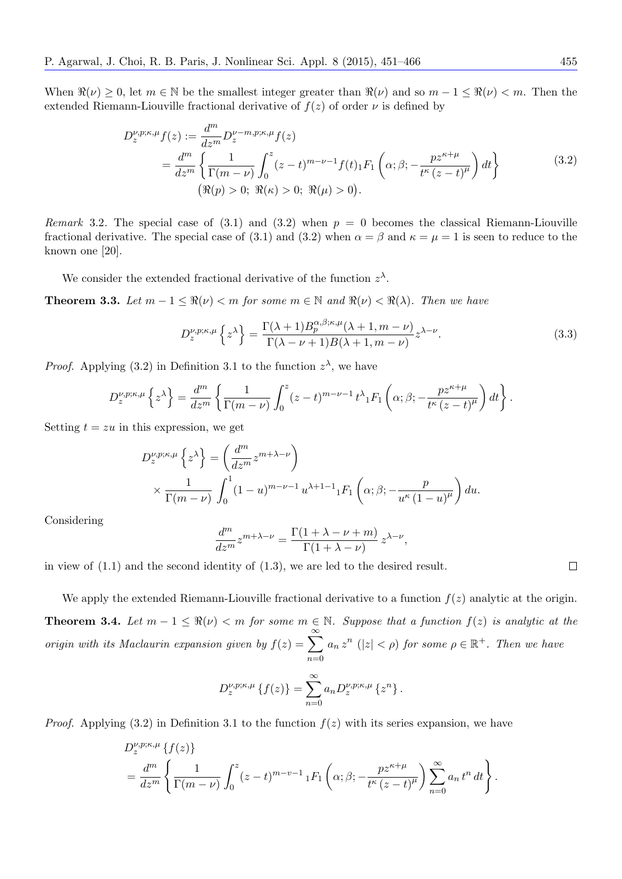When $\Re(\nu) \geq 0$, let $m \in \mathbb{N}$ be the smallest integer greater than $\Re(\nu)$ and so $m-1 \leq \Re(\nu) < m$. Then the extended Riemann-Liouville fractional derivative of $f(z)$ of order $\nu$ is defined by

$$
\begin{aligned}
D_z^{\nu,p;\kappa,\mu} f(z) &:= \frac{d^m}{dz^m} D_z^{\nu-m,p;\kappa,\mu} f(z) \\
&= \frac{d^m}{dz^m} \left\{ \frac{1}{\Gamma(m-\nu)} \int_0^z (z-t)^{m-\nu-1} f(t) {}_1F_1 \left( \alpha; \beta; -\frac{p z^{\kappa+\mu}}{t^\kappa (z-t)^\mu} \right) dt \right\} \\
&\quad \big(\Re(p) > 0;\ \Re(\kappa) > 0;\ \Re(\mu) > 0\big).
\end{aligned} \tag{3.2}
$$

*Remark* 3.2. The special case of (3.1) and (3.2) when $p = 0$ becomes the classical Riemann-Liouville fractional derivative. The special case of (3.1) and (3.2) when $\alpha = \beta$ and $\kappa = \mu = 1$ is seen to reduce to the known one [20].

We consider the extended fractional derivative of the function $z^\lambda$.

**Theorem 3.3.** *Let $m-1 \leq \Re(\nu) < m$ for some $m \in \mathbb{N}$ and $\Re(\nu) < \Re(\lambda)$. Then we have*

$$
D_z^{\nu,p;\kappa,\mu} \left\{ z^\lambda \right\} = \frac{\Gamma(\lambda+1) B_p^{\alpha,\beta;\kappa,\mu}(\lambda+1, m-\nu)}{\Gamma(\lambda-\nu+1) B(\lambda+1, m-\nu)} z^{\lambda-\nu}. \tag{3.3}
$$

*Proof.* Applying (3.2) in Definition 3.1 to the function $z^\lambda$, we have

$$
D_z^{\nu,p;\kappa,\mu} \left\{ z^\lambda \right\} = \frac{d^m}{dz^m} \left\{ \frac{1}{\Gamma(m-\nu)} \int_0^z (z-t)^{m-\nu-1} t^\lambda {}_1F_1 \left( \alpha; \beta; -\frac{p z^{\kappa+\mu}}{t^\kappa (z-t)^\mu} \right) dt \right\}.
$$

Setting $t = zu$ in this expression, we get

$$
\begin{aligned}
D_z^{\nu,p;\kappa,\mu} \left\{ z^\lambda \right\} &= \left( \frac{d^m}{dz^m} z^{m+\lambda-\nu} \right) \\
&\quad \times \frac{1}{\Gamma(m-\nu)} \int_0^1 (1-u)^{m-\nu-1} u^{\lambda+1-1} {}_1F_1 \left( \alpha; \beta; -\frac{p}{u^\kappa (1-u)^\mu} \right) du.
\end{aligned}
$$

Considering

$$
\frac{d^m}{dz^m} z^{m+\lambda-\nu} = \frac{\Gamma(1+\lambda-\nu+m)}{\Gamma(1+\lambda-\nu)} z^{\lambda-\nu},
$$

in view of (1.1) and the second identity of (1.3), we are led to the desired result. $\square$

We apply the extended Riemann-Liouville fractional derivative to a function $f(z)$ analytic at the origin.

**Theorem 3.4.** *Let $m-1 \leq \Re(\nu) < m$ for some $m \in \mathbb{N}$. Suppose that a function $f(z)$ is analytic at the origin with its Maclaurin expansion given by $f(z) = \sum_{n=0}^{\infty} a_n z^n$ $(|z| < \rho)$ for some $\rho \in \mathbb{R}^+$. Then we have*

$$
D_z^{\nu,p;\kappa,\mu} \left\{ f(z) \right\} = \sum_{n=0}^{\infty} a_n D_z^{\nu,p;\kappa,\mu} \left\{ z^n \right\}.
$$

*Proof.* Applying (3.2) in Definition 3.1 to the function $f(z)$ with its series expansion, we have

$$
\begin{aligned}
&D_z^{\nu,p;\kappa,\mu} \left\{ f(z) \right\} \\
&= \frac{d^m}{dz^m} \left\{ \frac{1}{\Gamma(m-\nu)} \int_0^z (z-t)^{m-v-1} {}_1F_1 \left( \alpha; \beta; -\frac{p z^{\kappa+\mu}}{t^\kappa (z-t)^\mu} \right) \sum_{n=0}^{\infty} a_n t^n \, dt \right\}.
\end{aligned}
$$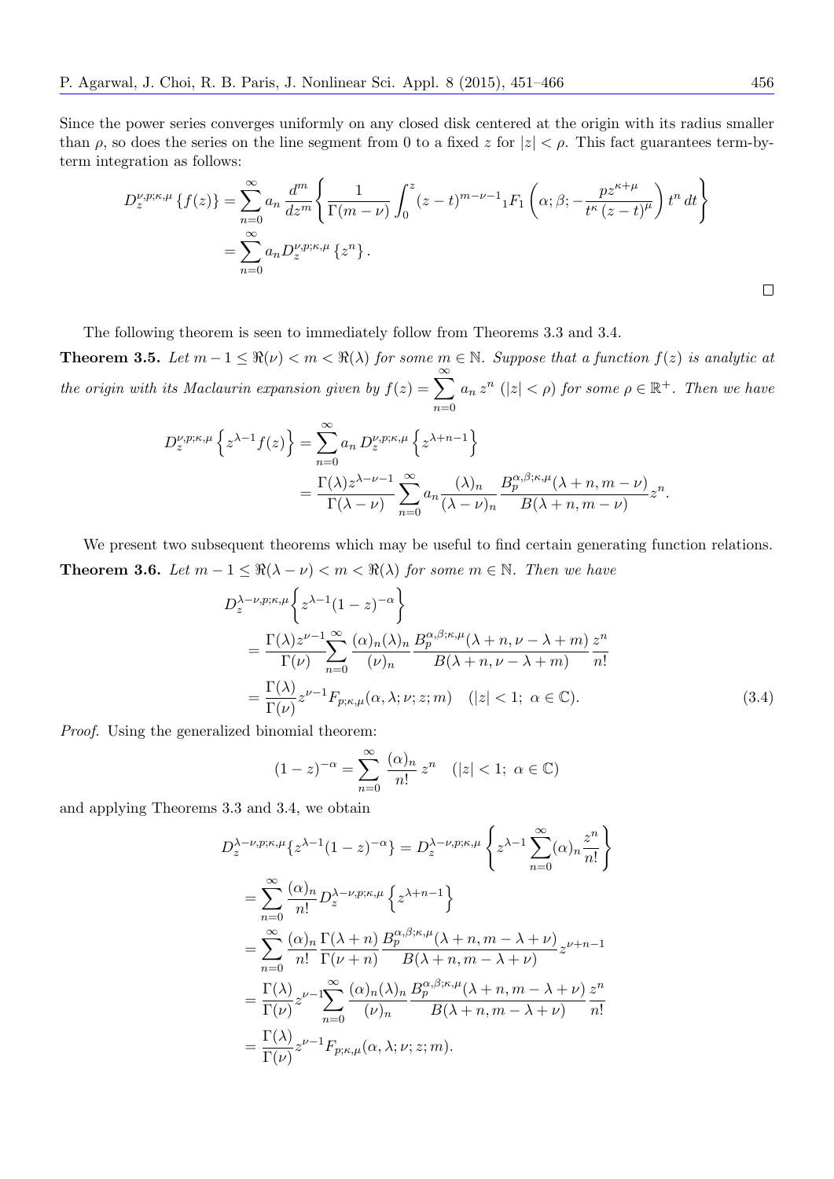Since the power series converges uniformly on any closed disk centered at the origin with its radius smaller than $\rho$, so does the series on the line segment from 0 to a fixed $z$ for $|z| < \rho$. This fact guarantees term-by-term integration as follows:

$$
\begin{aligned}
D_z^{\nu,p;\kappa,\mu}\{f(z)\} &= \sum_{n=0}^{\infty} a_n \frac{d^m}{dz^m}\left\{\frac{1}{\Gamma(m-\nu)}\int_0^z (z-t)^{m-\nu-1}{}_1F_1\left(\alpha;\beta;-\frac{pz^{\kappa+\mu}}{t^{\kappa}(z-t)^{\mu}}\right)t^n\,dt\right\} \\
&= \sum_{n=0}^{\infty} a_n D_z^{\nu,p;\kappa,\mu}\{z^n\}.
\end{aligned}
$$

□

The following theorem is seen to immediately follow from Theorems 3.3 and 3.4.

**Theorem 3.5.** *Let $m-1 \leq \Re(\nu) < m < \Re(\lambda)$ for some $m \in \mathbb{N}$. Suppose that a function $f(z)$ is analytic at the origin with its Maclaurin expansion given by $f(z) = \sum_{n=0}^{\infty} a_n z^n$ $(|z| < \rho)$ for some $\rho \in \mathbb{R}^+$. Then we have*

$$
\begin{aligned}
D_z^{\nu,p;\kappa,\mu}\left\{z^{\lambda-1}f(z)\right\} &= \sum_{n=0}^{\infty} a_n\, D_z^{\nu,p;\kappa,\mu}\left\{z^{\lambda+n-1}\right\} \\
&= \frac{\Gamma(\lambda)z^{\lambda-\nu-1}}{\Gamma(\lambda-\nu)}\sum_{n=0}^{\infty} a_n \frac{(\lambda)_n}{(\lambda-\nu)_n}\frac{B_p^{\alpha,\beta;\kappa,\mu}(\lambda+n,m-\nu)}{B(\lambda+n,m-\nu)}z^n.
\end{aligned}
$$

We present two subsequent theorems which may be useful to find certain generating function relations.

**Theorem 3.6.** *Let $m-1 \leq \Re(\lambda-\nu) < m < \Re(\lambda)$ for some $m \in \mathbb{N}$. Then we have*

$$
\begin{aligned}
&D_z^{\lambda-\nu,p;\kappa,\mu}\left\{z^{\lambda-1}(1-z)^{-\alpha}\right\} \\
&= \frac{\Gamma(\lambda)z^{\nu-1}}{\Gamma(\nu)}\sum_{n=0}^{\infty}\frac{(\alpha)_n(\lambda)_n}{(\nu)_n}\frac{B_p^{\alpha,\beta;\kappa,\mu}(\lambda+n,\nu-\lambda+m)}{B(\lambda+n,\nu-\lambda+m)}\frac{z^n}{n!} \\
&= \frac{\Gamma(\lambda)}{\Gamma(\nu)}z^{\nu-1}F_{p;\kappa,\mu}(\alpha,\lambda;\nu;z;m) \quad (|z|<1;\ \alpha\in\mathbb{C}).
\end{aligned}
\tag{3.4}
$$

*Proof.* Using the generalized binomial theorem:

$$
(1-z)^{-\alpha} = \sum_{n=0}^{\infty}\frac{(\alpha)_n}{n!}z^n \quad (|z|<1;\ \alpha\in\mathbb{C})
$$

and applying Theorems 3.3 and 3.4, we obtain

$$
\begin{aligned}
D_z^{\lambda-\nu,p;\kappa,\mu}\{z^{\lambda-1}(1-z)^{-\alpha}\} &= D_z^{\lambda-\nu,p;\kappa,\mu}\left\{z^{\lambda-1}\sum_{n=0}^{\infty}(\alpha)_n\frac{z^n}{n!}\right\} \\
&= \sum_{n=0}^{\infty}\frac{(\alpha)_n}{n!}D_z^{\lambda-\nu,p;\kappa,\mu}\left\{z^{\lambda+n-1}\right\} \\
&= \sum_{n=0}^{\infty}\frac{(\alpha)_n}{n!}\frac{\Gamma(\lambda+n)}{\Gamma(\nu+n)}\frac{B_p^{\alpha,\beta;\kappa,\mu}(\lambda+n,m-\lambda+\nu)}{B(\lambda+n,m-\lambda+\nu)}z^{\nu+n-1} \\
&= \frac{\Gamma(\lambda)}{\Gamma(\nu)}z^{\nu-1}\sum_{n=0}^{\infty}\frac{(\alpha)_n(\lambda)_n}{(\nu)_n}\frac{B_p^{\alpha,\beta;\kappa,\mu}(\lambda+n,m-\lambda+\nu)}{B(\lambda+n,m-\lambda+\nu)}\frac{z^n}{n!} \\
&= \frac{\Gamma(\lambda)}{\Gamma(\nu)}z^{\nu-1}F_{p;\kappa,\mu}(\alpha,\lambda;\nu;z;m).
\end{aligned}
$$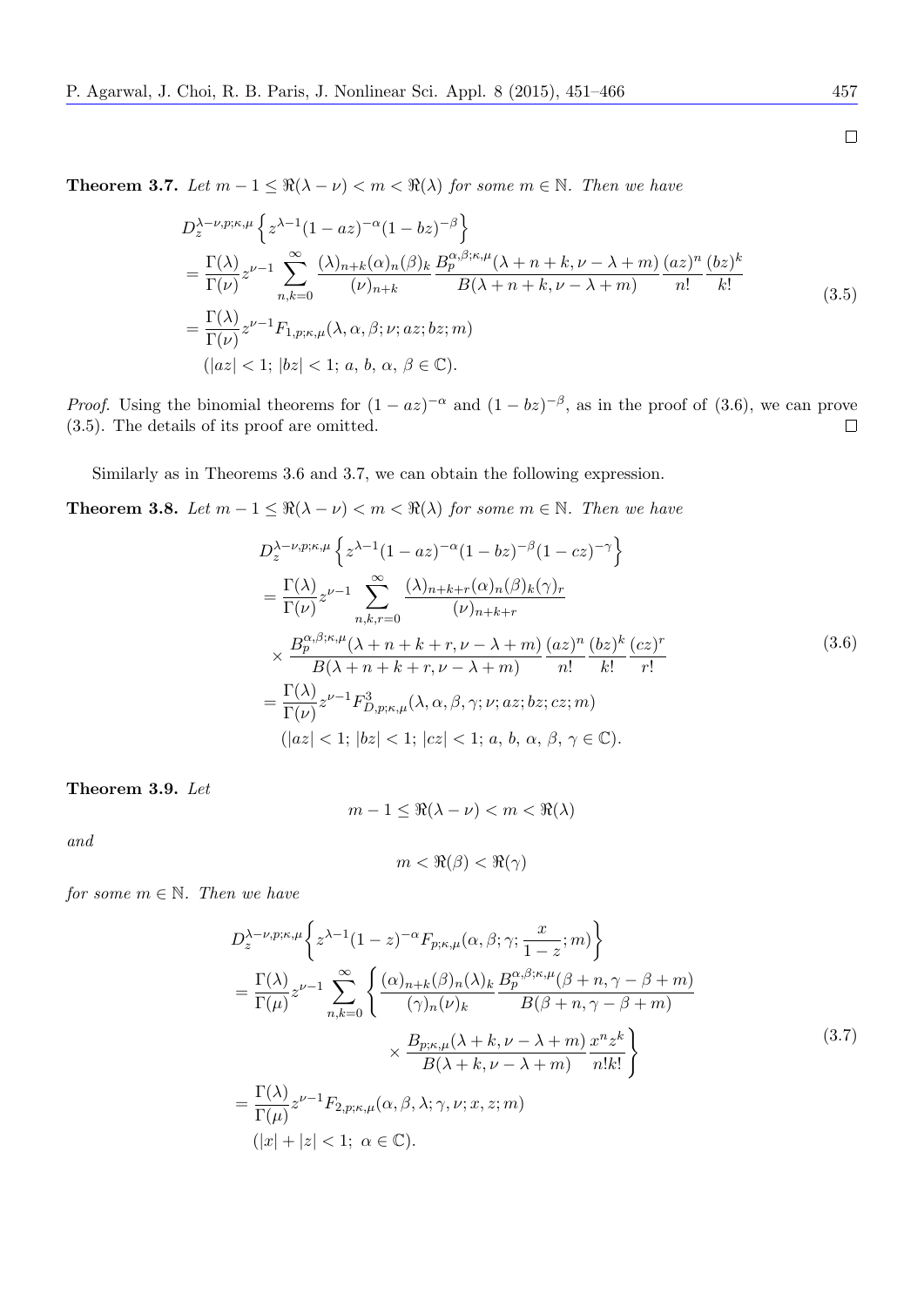□

**Theorem 3.7.** *Let $m-1 \leq \Re(\lambda-\nu) < m < \Re(\lambda)$ for some $m \in \mathbb{N}$. Then we have*

$$
\begin{aligned}
&D_z^{\lambda-\nu,p;\kappa,\mu}\left\{z^{\lambda-1}(1-az)^{-\alpha}(1-bz)^{-\beta}\right\} \\
&= \frac{\Gamma(\lambda)}{\Gamma(\nu)} z^{\nu-1} \sum_{n,k=0}^{\infty} \frac{(\lambda)_{n+k}(\alpha)_n(\beta)_k}{(\nu)_{n+k}} \frac{B_p^{\alpha,\beta;\kappa,\mu}(\lambda+n+k,\nu-\lambda+m)}{B(\lambda+n+k,\nu-\lambda+m)} \frac{(az)^n}{n!}\frac{(bz)^k}{k!} \\
&= \frac{\Gamma(\lambda)}{\Gamma(\nu)} z^{\nu-1} F_{1,p;\kappa,\mu}(\lambda,\alpha,\beta;\nu;az;bz;m) \\
&\quad (|az|<1;\ |bz|<1;\ a,\ b,\ \alpha,\ \beta \in \mathbb{C}).
\end{aligned} \tag{3.5}
$$

*Proof.* Using the binomial theorems for $(1-az)^{-\alpha}$ and $(1-bz)^{-\beta}$, as in the proof of (3.6), we can prove (3.5). The details of its proof are omitted. □

Similarly as in Theorems 3.6 and 3.7, we can obtain the following expression.

**Theorem 3.8.** *Let $m-1 \leq \Re(\lambda-\nu) < m < \Re(\lambda)$ for some $m \in \mathbb{N}$. Then we have*

$$
\begin{aligned}
&D_z^{\lambda-\nu,p;\kappa,\mu}\left\{z^{\lambda-1}(1-az)^{-\alpha}(1-bz)^{-\beta}(1-cz)^{-\gamma}\right\} \\
&= \frac{\Gamma(\lambda)}{\Gamma(\nu)} z^{\nu-1} \sum_{n,k,r=0}^{\infty} \frac{(\lambda)_{n+k+r}(\alpha)_n(\beta)_k(\gamma)_r}{(\nu)_{n+k+r}} \\
&\quad \times \frac{B_p^{\alpha,\beta;\kappa,\mu}(\lambda+n+k+r,\nu-\lambda+m)}{B(\lambda+n+k+r,\nu-\lambda+m)} \frac{(az)^n}{n!}\frac{(bz)^k}{k!}\frac{(cz)^r}{r!} \\
&= \frac{\Gamma(\lambda)}{\Gamma(\nu)} z^{\nu-1} F_{D,p;\kappa,\mu}^3(\lambda,\alpha,\beta,\gamma;\nu;az;bz;cz;m) \\
&\quad (|az|<1;\ |bz|<1;\ |cz|<1;\ a,\ b,\ \alpha,\ \beta,\ \gamma \in \mathbb{C}).
\end{aligned} \tag{3.6}
$$

**Theorem 3.9.** *Let*

$$m-1 \leq \Re(\lambda-\nu) < m < \Re(\lambda)$$

*and*

$$m < \Re(\beta) < \Re(\gamma)$$

*for some $m \in \mathbb{N}$. Then we have*

$$
\begin{aligned}
&D_z^{\lambda-\nu,p;\kappa,\mu}\left\{z^{\lambda-1}(1-z)^{-\alpha}F_{p;\kappa,\mu}(\alpha,\beta;\gamma;\frac{x}{1-z};m)\right\} \\
&= \frac{\Gamma(\lambda)}{\Gamma(\mu)} z^{\nu-1} \sum_{n,k=0}^{\infty} \left\{ \frac{(\alpha)_{n+k}(\beta)_n(\lambda)_k}{(\gamma)_n(\nu)_k} \frac{B_p^{\alpha,\beta;\kappa,\mu}(\beta+n,\gamma-\beta+m)}{B(\beta+n,\gamma-\beta+m)} \right. \\
&\qquad\qquad \left. \times \frac{B_{p;\kappa,\mu}(\lambda+k,\nu-\lambda+m)}{B(\lambda+k,\nu-\lambda+m)} \frac{x^n z^k}{n!k!} \right\} \\
&= \frac{\Gamma(\lambda)}{\Gamma(\mu)} z^{\nu-1} F_{2,p;\kappa,\mu}(\alpha,\beta,\lambda;\gamma,\nu;x,z;m) \\
&\quad (|x|+|z|<1;\ \alpha \in \mathbb{C}).
\end{aligned} \tag{3.7}
$$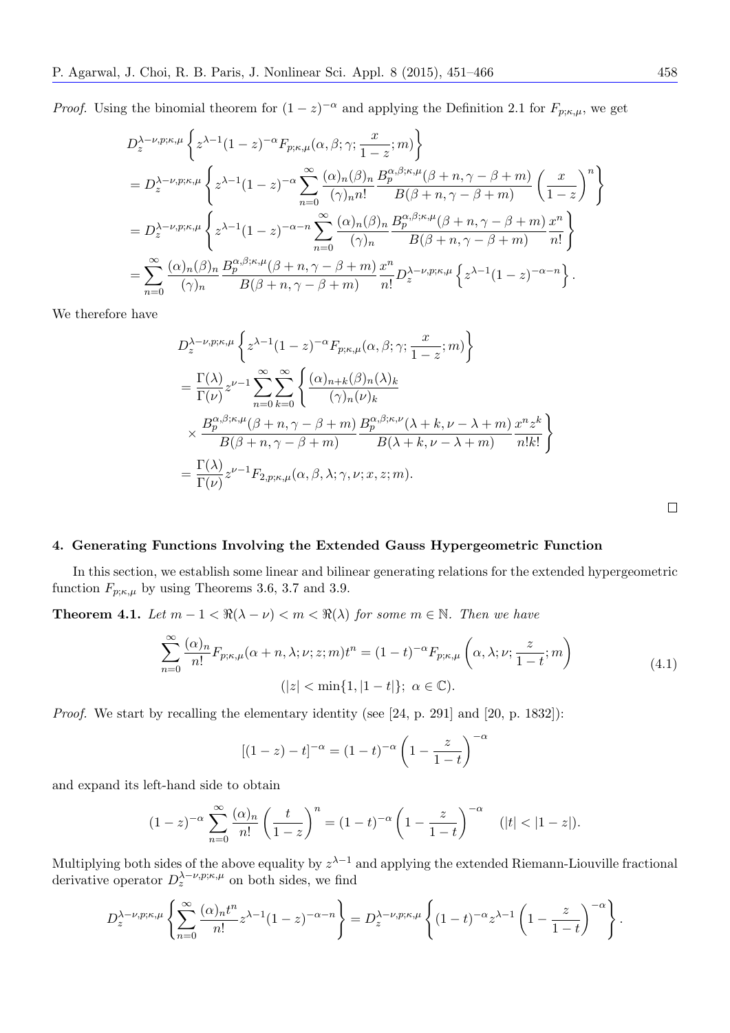*Proof.* Using the binomial theorem for $(1-z)^{-\alpha}$ and applying the Definition 2.1 for $F_{p;\kappa,\mu}$, we get

$$
\begin{aligned}
&D_z^{\lambda-\nu,p;\kappa,\mu}\left\{z^{\lambda-1}(1-z)^{-\alpha}F_{p;\kappa,\mu}(\alpha,\beta;\gamma;\frac{x}{1-z};m)\right\}\\
&= D_z^{\lambda-\nu,p;\kappa,\mu}\left\{z^{\lambda-1}(1-z)^{-\alpha}\sum_{n=0}^{\infty}\frac{(\alpha)_n(\beta)_n}{(\gamma)_n n!}\frac{B_p^{\alpha,\beta;\kappa,\mu}(\beta+n,\gamma-\beta+m)}{B(\beta+n,\gamma-\beta+m)}\left(\frac{x}{1-z}\right)^n\right\}\\
&= D_z^{\lambda-\nu,p;\kappa,\mu}\left\{z^{\lambda-1}(1-z)^{-\alpha-n}\sum_{n=0}^{\infty}\frac{(\alpha)_n(\beta)_n}{(\gamma)_n}\frac{B_p^{\alpha,\beta;\kappa,\mu}(\beta+n,\gamma-\beta+m)}{B(\beta+n,\gamma-\beta+m)}\frac{x^n}{n!}\right\}\\
&= \sum_{n=0}^{\infty}\frac{(\alpha)_n(\beta)_n}{(\gamma)_n}\frac{B_p^{\alpha,\beta;\kappa,\mu}(\beta+n,\gamma-\beta+m)}{B(\beta+n,\gamma-\beta+m)}\frac{x^n}{n!}D_z^{\lambda-\nu,p;\kappa,\mu}\left\{z^{\lambda-1}(1-z)^{-\alpha-n}\right\}.
\end{aligned}
$$

We therefore have

$$
\begin{aligned}
&D_z^{\lambda-\nu,p;\kappa,\mu}\left\{z^{\lambda-1}(1-z)^{-\alpha}F_{p;\kappa,\mu}(\alpha,\beta;\gamma;\frac{x}{1-z};m)\right\}\\
&= \frac{\Gamma(\lambda)}{\Gamma(\nu)}z^{\nu-1}\sum_{n=0}^{\infty}\sum_{k=0}^{\infty}\left\{\frac{(\alpha)_{n+k}(\beta)_n(\lambda)_k}{(\gamma)_n(\nu)_k}\right.\\
&\quad\times\left.\frac{B_p^{\alpha,\beta;\kappa,\mu}(\beta+n,\gamma-\beta+m)}{B(\beta+n,\gamma-\beta+m)}\frac{B_p^{\alpha,\beta;\kappa,\nu}(\lambda+k,\nu-\lambda+m)}{B(\lambda+k,\nu-\lambda+m)}\frac{x^n z^k}{n!k!}\right\}\\
&= \frac{\Gamma(\lambda)}{\Gamma(\nu)}z^{\nu-1}F_{2,p;\kappa,\mu}(\alpha,\beta,\lambda;\gamma,\nu;x,z;m).
\end{aligned}
$$

□

## 4. Generating Functions Involving the Extended Gauss Hypergeometric Function

In this section, we establish some linear and bilinear generating relations for the extended hypergeometric function $F_{p;\kappa,\mu}$ by using Theorems 3.6, 3.7 and 3.9.

**Theorem 4.1.** *Let $m-1<\Re(\lambda-\nu)<m<\Re(\lambda)$ for some $m\in\mathbb{N}$. Then we have*

$$
\sum_{n=0}^{\infty}\frac{(\alpha)_n}{n!}F_{p;\kappa,\mu}(\alpha+n,\lambda;\nu;z;m)t^n=(1-t)^{-\alpha}F_{p;\kappa,\mu}\left(\alpha,\lambda;\nu;\frac{z}{1-t};m\right) \tag{4.1}
$$
$$
(|z|<\min\{1,|1-t|\};\ \alpha\in\mathbb{C}).
$$

*Proof.* We start by recalling the elementary identity (see [24, p. 291] and [20, p. 1832]):

$$
[(1-z)-t]^{-\alpha}=(1-t)^{-\alpha}\left(1-\frac{z}{1-t}\right)^{-\alpha}
$$

and expand its left-hand side to obtain

$$
(1-z)^{-\alpha}\sum_{n=0}^{\infty}\frac{(\alpha)_n}{n!}\left(\frac{t}{1-z}\right)^n=(1-t)^{-\alpha}\left(1-\frac{z}{1-t}\right)^{-\alpha}\quad(|t|<|1-z|).
$$

Multiplying both sides of the above equality by $z^{\lambda-1}$ and applying the extended Riemann-Liouville fractional derivative operator $D_z^{\lambda-\nu,p;\kappa,\mu}$ on both sides, we find

$$
D_z^{\lambda-\nu,p;\kappa,\mu}\left\{\sum_{n=0}^{\infty}\frac{(\alpha)_n t^n}{n!}z^{\lambda-1}(1-z)^{-\alpha-n}\right\}=D_z^{\lambda-\nu,p;\kappa,\mu}\left\{(1-t)^{-\alpha}z^{\lambda-1}\left(1-\frac{z}{1-t}\right)^{-\alpha}\right\}.
$$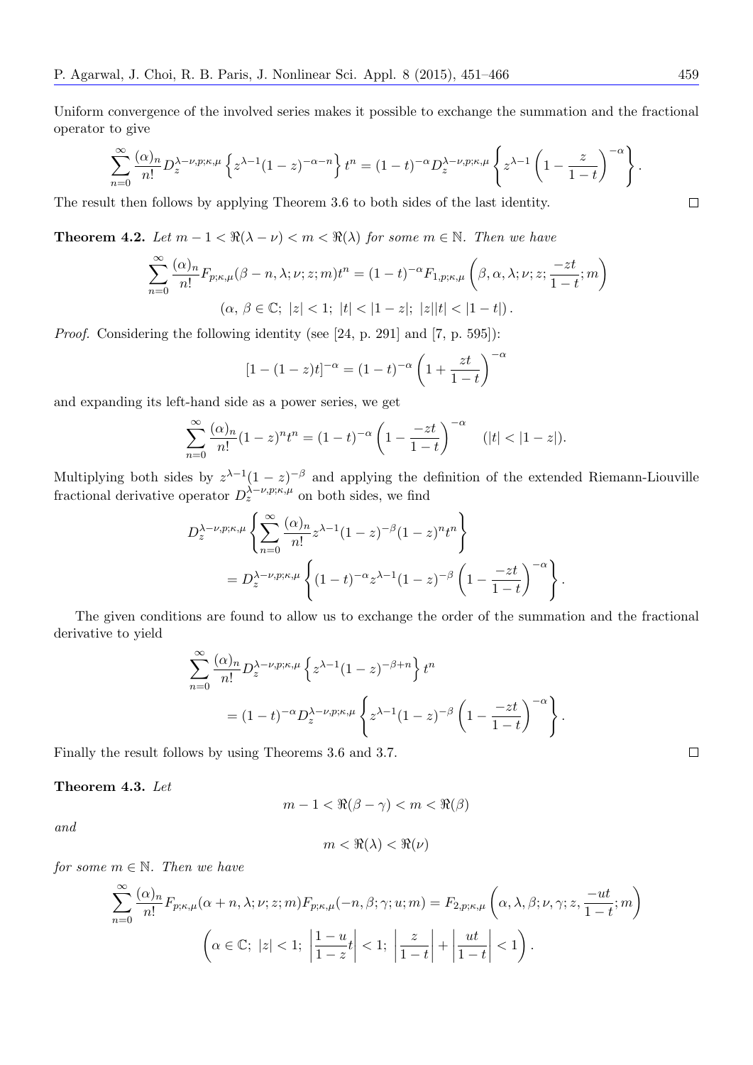Uniform convergence of the involved series makes it possible to exchange the summation and the fractional operator to give

$$\sum_{n=0}^{\infty} \frac{(\alpha)_n}{n!} D_z^{\lambda-\nu,p;\kappa,\mu} \left\{ z^{\lambda-1}(1-z)^{-\alpha-n} \right\} t^n = (1-t)^{-\alpha} D_z^{\lambda-\nu,p;\kappa,\mu} \left\{ z^{\lambda-1} \left(1 - \frac{z}{1-t}\right)^{-\alpha} \right\}.$$

The result then follows by applying Theorem 3.6 to both sides of the last identity. □

**Theorem 4.2.** *Let $m-1 < \Re(\lambda - \nu) < m < \Re(\lambda)$ for some $m \in \mathbb{N}$. Then we have*

$$\sum_{n=0}^{\infty} \frac{(\alpha)_n}{n!} F_{p;\kappa,\mu}(\beta - n, \lambda; \nu; z; m) t^n = (1-t)^{-\alpha} F_{1,p;\kappa,\mu}\left(\beta, \alpha, \lambda; \nu; z; \frac{-zt}{1-t}; m\right)$$

$$(\alpha,\ \beta \in \mathbb{C};\ |z| < 1;\ |t| < |1-z|;\ |z||t| < |1-t|).$$

*Proof.* Considering the following identity (see [24, p. 291] and [7, p. 595]):

$$[1-(1-z)t]^{-\alpha} = (1-t)^{-\alpha}\left(1 + \frac{zt}{1-t}\right)^{-\alpha}$$

and expanding its left-hand side as a power series, we get

$$\sum_{n=0}^{\infty} \frac{(\alpha)_n}{n!}(1-z)^n t^n = (1-t)^{-\alpha}\left(1 - \frac{-zt}{1-t}\right)^{-\alpha} \quad (|t| < |1-z|).$$

Multiplying both sides by $z^{\lambda-1}(1-z)^{-\beta}$ and applying the definition of the extended Riemann-Liouville fractional derivative operator $D_z^{\lambda-\nu,p;\kappa,\mu}$ on both sides, we find

$$D_z^{\lambda-\nu,p;\kappa,\mu}\left\{ \sum_{n=0}^{\infty} \frac{(\alpha)_n}{n!} z^{\lambda-1}(1-z)^{-\beta}(1-z)^n t^n \right\}$$
$$= D_z^{\lambda-\nu,p;\kappa,\mu}\left\{ (1-t)^{-\alpha} z^{\lambda-1}(1-z)^{-\beta}\left(1 - \frac{-zt}{1-t}\right)^{-\alpha} \right\}.$$

The given conditions are found to allow us to exchange the order of the summation and the fractional derivative to yield

$$\sum_{n=0}^{\infty} \frac{(\alpha)_n}{n!} D_z^{\lambda-\nu,p;\kappa,\mu}\left\{ z^{\lambda-1}(1-z)^{-\beta+n} \right\} t^n$$
$$= (1-t)^{-\alpha} D_z^{\lambda-\nu,p;\kappa,\mu}\left\{ z^{\lambda-1}(1-z)^{-\beta}\left(1 - \frac{-zt}{1-t}\right)^{-\alpha} \right\}.$$

Finally the result follows by using Theorems 3.6 and 3.7. □

**Theorem 4.3.** *Let*

$$m - 1 < \Re(\beta - \gamma) < m < \Re(\beta)$$

*and*

$$m < \Re(\lambda) < \Re(\nu)$$

*for some $m \in \mathbb{N}$. Then we have*

$$\sum_{n=0}^{\infty} \frac{(\alpha)_n}{n!} F_{p;\kappa,\mu}(\alpha + n, \lambda; \nu; z; m) F_{p;\kappa,\mu}(-n, \beta; \gamma; u; m) = F_{2,p;\kappa,\mu}\left(\alpha, \lambda, \beta; \nu, \gamma; z, \frac{-ut}{1-t}; m\right)$$

$$\left(\alpha \in \mathbb{C};\ |z| < 1;\ \left|\frac{1-u}{1-z}t\right| < 1;\ \left|\frac{z}{1-t}\right| + \left|\frac{ut}{1-t}\right| < 1\right).$$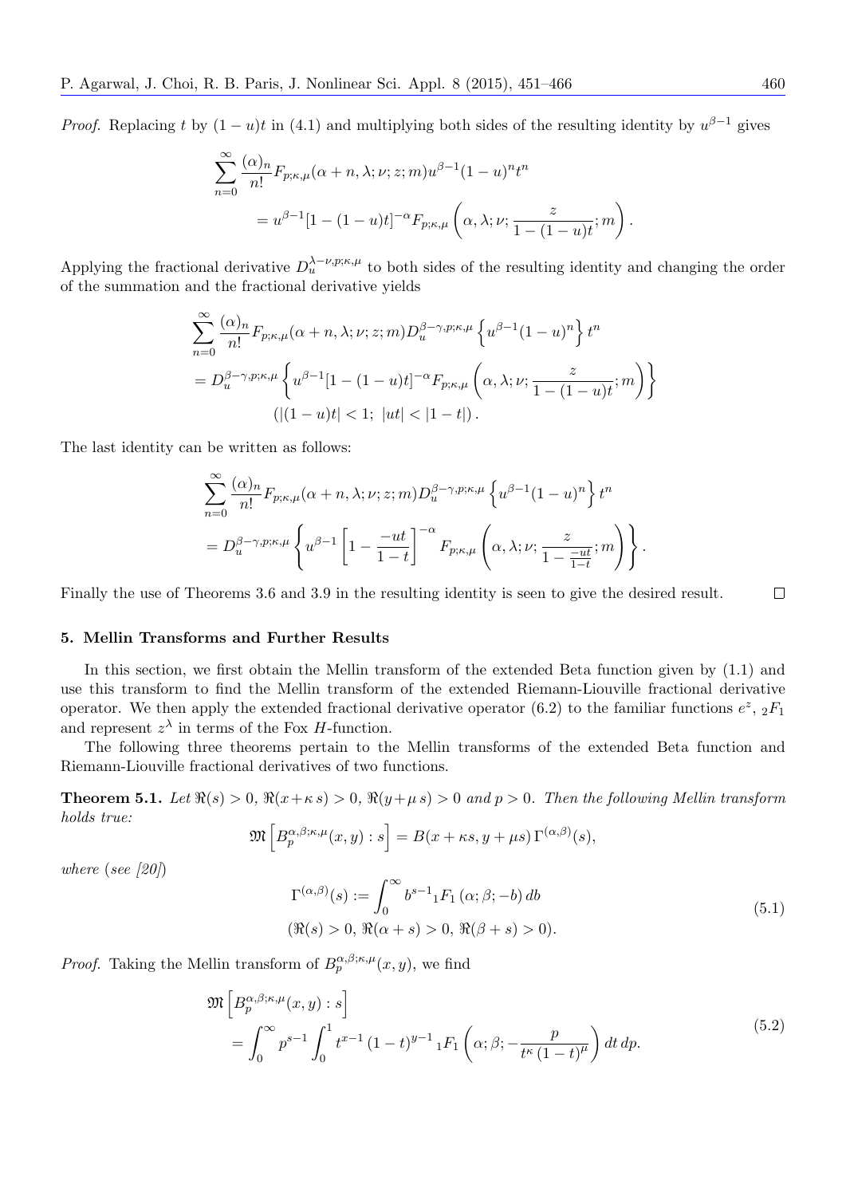*Proof.* Replacing $t$ by $(1-u)t$ in (4.1) and multiplying both sides of the resulting identity by $u^{\beta-1}$ gives

$$\sum_{n=0}^{\infty} \frac{(\alpha)_n}{n!} F_{p;\kappa,\mu}(\alpha+n, \lambda; \nu; z; m) u^{\beta-1}(1-u)^n t^n$$
$$= u^{\beta-1}[1-(1-u)t]^{-\alpha} F_{p;\kappa,\mu}\left(\alpha, \lambda; \nu; \frac{z}{1-(1-u)t}; m\right).$$

Applying the fractional derivative $D_u^{\lambda-\nu,p;\kappa,\mu}$ to both sides of the resulting identity and changing the order of the summation and the fractional derivative yields

$$\sum_{n=0}^{\infty} \frac{(\alpha)_n}{n!} F_{p;\kappa,\mu}(\alpha+n, \lambda; \nu; z; m) D_u^{\beta-\gamma,p;\kappa,\mu}\left\{u^{\beta-1}(1-u)^n\right\} t^n$$
$$= D_u^{\beta-\gamma,p;\kappa,\mu}\left\{u^{\beta-1}[1-(1-u)t]^{-\alpha} F_{p;\kappa,\mu}\left(\alpha, \lambda; \nu; \frac{z}{1-(1-u)t}; m\right)\right\}$$
$$(|(1-u)t| < 1;\ |ut| < |1-t|).$$

The last identity can be written as follows:

$$\sum_{n=0}^{\infty} \frac{(\alpha)_n}{n!} F_{p;\kappa,\mu}(\alpha+n, \lambda; \nu; z; m) D_u^{\beta-\gamma,p;\kappa,\mu}\left\{u^{\beta-1}(1-u)^n\right\} t^n$$
$$= D_u^{\beta-\gamma,p;\kappa,\mu}\left\{u^{\beta-1}\left[1-\frac{-ut}{1-t}\right]^{-\alpha} F_{p;\kappa,\mu}\left(\alpha, \lambda; \nu; \frac{z}{1-\frac{-ut}{1-t}}; m\right)\right\}.$$

Finally the use of Theorems 3.6 and 3.9 in the resulting identity is seen to give the desired result. $\square$

## 5. Mellin Transforms and Further Results

In this section, we first obtain the Mellin transform of the extended Beta function given by (1.1) and use this transform to find the Mellin transform of the extended Riemann-Liouville fractional derivative operator. We then apply the extended fractional derivative operator (6.2) to the familiar functions $e^z$, ${}_2F_1$ and represent $z^\lambda$ in terms of the Fox $H$-function.

The following three theorems pertain to the Mellin transforms of the extended Beta function and Riemann-Liouville fractional derivatives of two functions.

**Theorem 5.1.** *Let* $\Re(s) > 0$, $\Re(x+\kappa s) > 0$, $\Re(y+\mu s) > 0$ *and* $p > 0$. *Then the following Mellin transform holds true:*

$$\mathfrak{M}\left[B_p^{\alpha,\beta;\kappa,\mu}(x,y) : s\right] = B(x+\kappa s, y+\mu s)\, \Gamma^{(\alpha,\beta)}(s),$$

*where* (*see [20]*)

$$\Gamma^{(\alpha,\beta)}(s) := \int_0^\infty b^{s-1}\,{}_1F_1(\alpha;\beta;-b)\, db \tag{5.1}$$
$$(\Re(s) > 0,\ \Re(\alpha+s) > 0,\ \Re(\beta+s) > 0).$$

*Proof.* Taking the Mellin transform of $B_p^{\alpha,\beta;\kappa,\mu}(x,y)$, we find

$$\mathfrak{M}\left[B_p^{\alpha,\beta;\kappa,\mu}(x,y) : s\right]$$
$$= \int_0^\infty p^{s-1} \int_0^1 t^{x-1}(1-t)^{y-1}\,{}_1F_1\left(\alpha;\beta;-\frac{p}{t^\kappa(1-t)^\mu}\right) dt\, dp. \tag{5.2}$$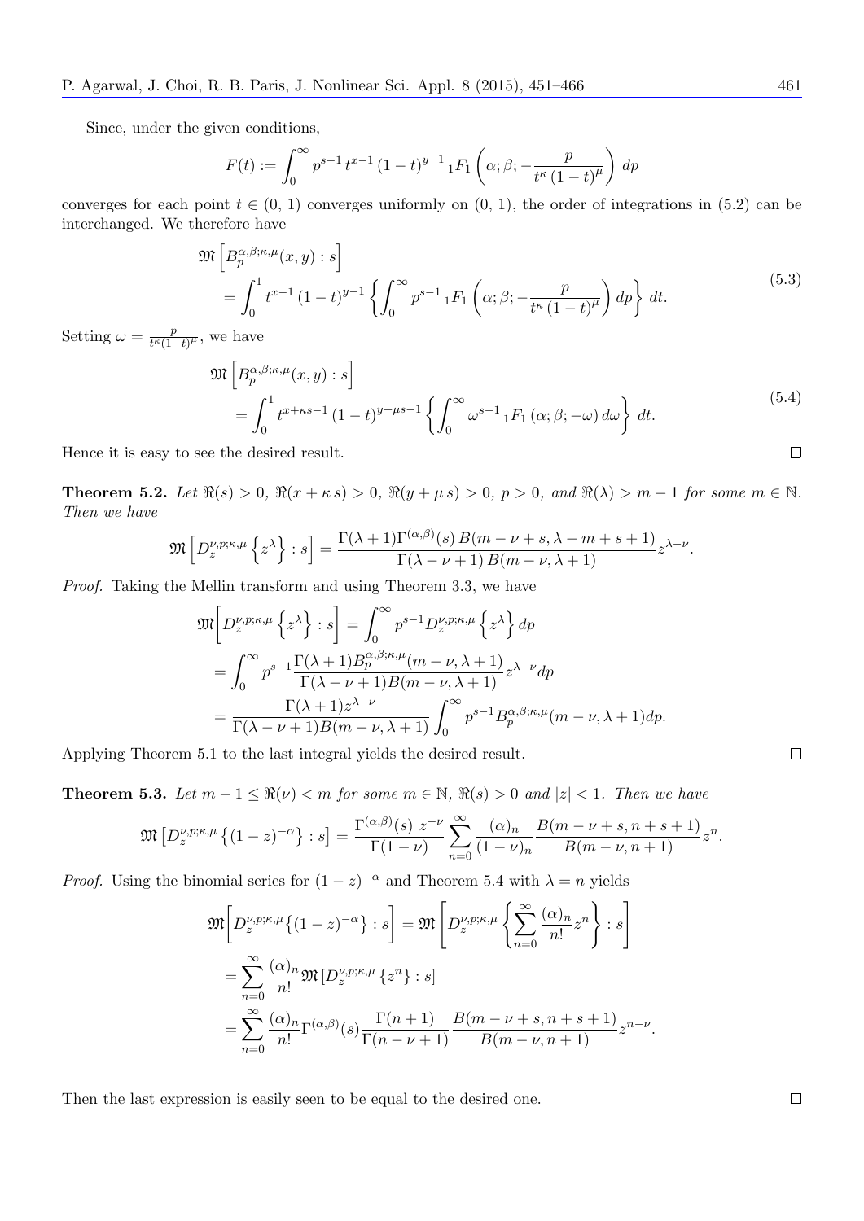Since, under the given conditions,

$$F(t) := \int_0^\infty p^{s-1}\, t^{x-1}\,(1-t)^{y-1}\,{}_1F_1\left(\alpha;\beta;-\frac{p}{t^\kappa\,(1-t)^\mu}\right)\,dp$$

converges for each point $t \in (0,\,1)$ converges uniformly on $(0,\,1)$, the order of integrations in (5.2) can be interchanged. We therefore have

$$\begin{aligned}
&\mathfrak{M}\left[B_p^{\alpha,\beta;\kappa,\mu}(x,y) : s\right] \\
&\quad = \int_0^1 t^{x-1}\,(1-t)^{y-1}\left\{\int_0^\infty p^{s-1}\,{}_1F_1\left(\alpha;\beta;-\frac{p}{t^\kappa\,(1-t)^\mu}\right)dp\right\}\,dt.
\end{aligned} \tag{5.3}$$

Setting $\omega = \frac{p}{t^\kappa (1-t)^\mu}$, we have

$$\begin{aligned}
&\mathfrak{M}\left[B_p^{\alpha,\beta;\kappa,\mu}(x,y) : s\right] \\
&\quad = \int_0^1 t^{x+\kappa s-1}\,(1-t)^{y+\mu s-1}\left\{\int_0^\infty \omega^{s-1}\,{}_1F_1\left(\alpha;\beta;-\omega\right)d\omega\right\}\,dt.
\end{aligned} \tag{5.4}$$

Hence it is easy to see the desired result. □

**Theorem 5.2.** *Let $\Re(s) > 0$, $\Re(x + \kappa\, s) > 0$, $\Re(y + \mu\, s) > 0$, $p > 0$, and $\Re(\lambda) > m - 1$ for some $m \in \mathbb{N}$. Then we have*

$$\mathfrak{M}\left[D_z^{\nu,p;\kappa,\mu}\left\{z^\lambda\right\} : s\right] = \frac{\Gamma(\lambda+1)\Gamma^{(\alpha,\beta)}(s)\,B(m-\nu+s,\lambda-m+s+1)}{\Gamma(\lambda-\nu+1)\,B(m-\nu,\lambda+1)}z^{\lambda-\nu}.$$

*Proof.* Taking the Mellin transform and using Theorem 3.3, we have

$$\begin{aligned}
\mathfrak{M}\left[D_z^{\nu,p;\kappa,\mu}\left\{z^\lambda\right\} : s\right] &= \int_0^\infty p^{s-1} D_z^{\nu,p;\kappa,\mu}\left\{z^\lambda\right\}dp \\
&= \int_0^\infty p^{s-1}\frac{\Gamma(\lambda+1)B_p^{\alpha,\beta;\kappa,\mu}(m-\nu,\lambda+1)}{\Gamma(\lambda-\nu+1)B(m-\nu,\lambda+1)}z^{\lambda-\nu}dp \\
&= \frac{\Gamma(\lambda+1)z^{\lambda-\nu}}{\Gamma(\lambda-\nu+1)B(m-\nu,\lambda+1)}\int_0^\infty p^{s-1}B_p^{\alpha,\beta;\kappa,\mu}(m-\nu,\lambda+1)dp.
\end{aligned}$$

Applying Theorem 5.1 to the last integral yields the desired result. □

**Theorem 5.3.** *Let $m - 1 \leq \Re(\nu) < m$ for some $m \in \mathbb{N}$, $\Re(s) > 0$ and $|z| < 1$. Then we have*

$$\mathfrak{M}\left[D_z^{\nu,p;\kappa,\mu}\left\{(1-z)^{-\alpha}\right\} : s\right] = \frac{\Gamma^{(\alpha,\beta)}(s)\;z^{-\nu}}{\Gamma(1-\nu)}\sum_{n=0}^\infty \frac{(\alpha)_n}{(1-\nu)_n}\frac{B(m-\nu+s,n+s+1)}{B(m-\nu,n+1)}z^n.$$

*Proof.* Using the binomial series for $(1 - z)^{-\alpha}$ and Theorem 5.4 with $\lambda = n$ yields

$$\begin{aligned}
\mathfrak{M}\left[D_z^{\nu,p;\kappa,\mu}\left\{(1-z)^{-\alpha}\right\} : s\right] &= \mathfrak{M}\left[D_z^{\nu,p;\kappa,\mu}\left\{\sum_{n=0}^\infty \frac{(\alpha)_n}{n!}z^n\right\} : s\right] \\
&= \sum_{n=0}^\infty \frac{(\alpha)_n}{n!}\mathfrak{M}\left[D_z^{\nu,p;\kappa,\mu}\left\{z^n\right\} : s\right] \\
&= \sum_{n=0}^\infty \frac{(\alpha)_n}{n!}\Gamma^{(\alpha,\beta)}(s)\frac{\Gamma(n+1)}{\Gamma(n-\nu+1)}\frac{B(m-\nu+s,n+s+1)}{B(m-\nu,n+1)}z^{n-\nu}.
\end{aligned}$$

Then the last expression is easily seen to be equal to the desired one. □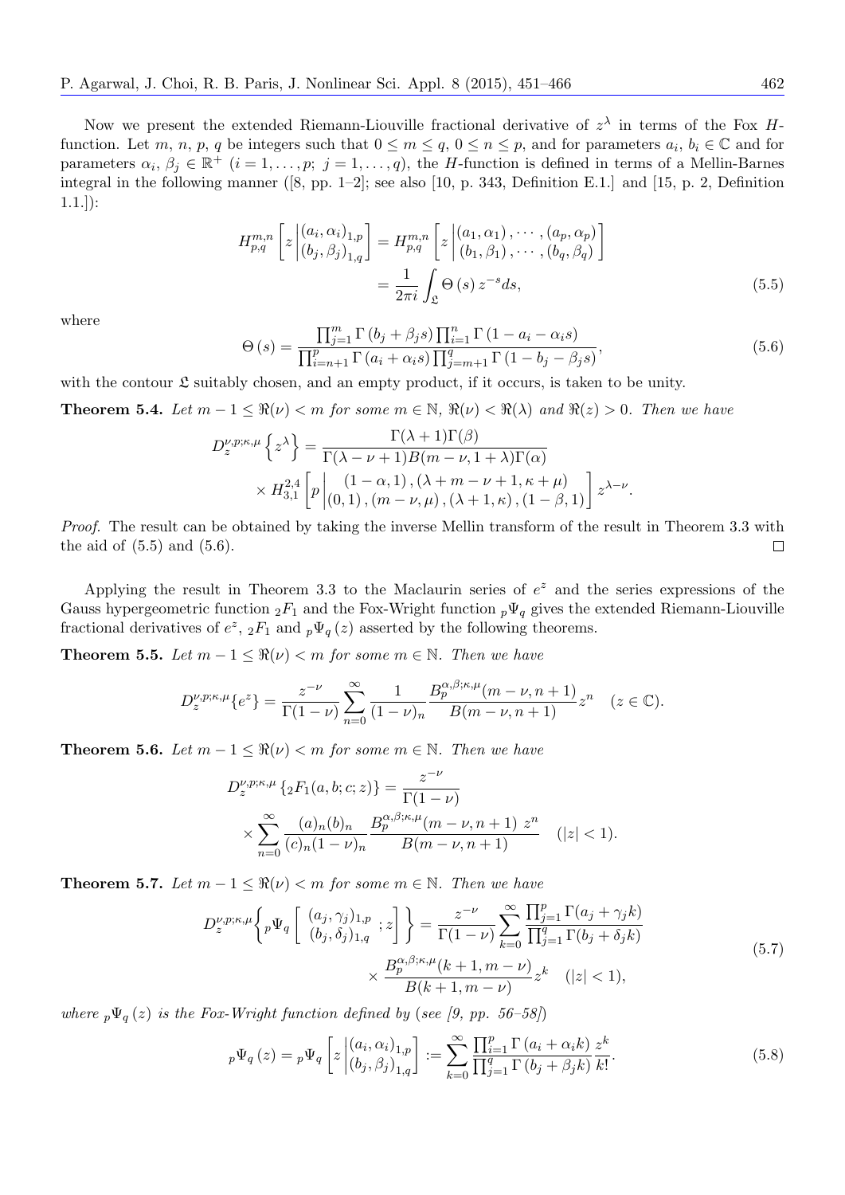Now we present the extended Riemann-Liouville fractional derivative of $z^\lambda$ in terms of the Fox $H$-function. Let $m$, $n$, $p$, $q$ be integers such that $0 \le m \le q$, $0 \le n \le p$, and for parameters $a_i$, $b_i \in \mathbb{C}$ and for parameters $\alpha_i$, $\beta_j \in \mathbb{R}^+$ $(i = 1, \ldots, p;\ j = 1, \ldots, q)$, the $H$-function is defined in terms of a Mellin-Barnes integral in the following manner ([8, pp. 1–2]; see also [10, p. 343, Definition E.1.] and [15, p. 2, Definition 1.1.]):

$$
\begin{aligned}
H_{p,q}^{m,n}\left[z \left| \begin{matrix} (a_i,\alpha_i)_{1,p} \\ (b_j,\beta_j)_{1,q} \end{matrix} \right.\right] &= H_{p,q}^{m,n}\left[z \left| \begin{matrix} (a_1,\alpha_1), \cdots, (a_p,\alpha_p) \\ (b_1,\beta_1), \cdots, (b_q,\beta_q) \end{matrix} \right.\right] \\
&= \frac{1}{2\pi i}\int_{\mathfrak{L}} \Theta(s)\, z^{-s} ds, \qquad (5.5)
\end{aligned}
$$

where

$$
\Theta(s) = \frac{\prod_{j=1}^{m}\Gamma(b_j+\beta_j s)\prod_{i=1}^{n}\Gamma(1-a_i-\alpha_i s)}{\prod_{i=n+1}^{p}\Gamma(a_i+\alpha_i s)\prod_{j=m+1}^{q}\Gamma(1-b_j-\beta_j s)}, \qquad (5.6)
$$

with the contour $\mathfrak{L}$ suitably chosen, and an empty product, if it occurs, is taken to be unity.

**Theorem 5.4.** *Let $m-1 \le \Re(\nu) < m$ for some $m \in \mathbb{N}$, $\Re(\nu) < \Re(\lambda)$ and $\Re(z) > 0$. Then we have*

$$
\begin{aligned}
D_z^{\nu,p;\kappa,\mu}\left\{z^\lambda\right\} &= \frac{\Gamma(\lambda+1)\Gamma(\beta)}{\Gamma(\lambda-\nu+1)B(m-\nu,1+\lambda)\Gamma(\alpha)} \\
&\times H_{3,1}^{2,4}\left[p \left| \begin{matrix} (1-\alpha,1), (\lambda+m-\nu+1,\kappa+\mu) \\ (0,1), (m-\nu,\mu), (\lambda+1,\kappa), (1-\beta,1) \end{matrix} \right.\right] z^{\lambda-\nu}.
\end{aligned}
$$

*Proof.* The result can be obtained by taking the inverse Mellin transform of the result in Theorem 3.3 with the aid of (5.5) and (5.6). ◻

Applying the result in Theorem 3.3 to the Maclaurin series of $e^z$ and the series expressions of the Gauss hypergeometric function ${}_2F_1$ and the Fox-Wright function ${}_p\Psi_q$ gives the extended Riemann-Liouville fractional derivatives of $e^z$, ${}_2F_1$ and ${}_p\Psi_q(z)$ asserted by the following theorems.

**Theorem 5.5.** *Let $m-1 \le \Re(\nu) < m$ for some $m \in \mathbb{N}$. Then we have*

$$
D_z^{\nu,p;\kappa,\mu}\{e^z\} = \frac{z^{-\nu}}{\Gamma(1-\nu)}\sum_{n=0}^{\infty}\frac{1}{(1-\nu)_n}\frac{B_p^{\alpha,\beta;\kappa,\mu}(m-\nu,n+1)}{B(m-\nu,n+1)}z^n \quad (z \in \mathbb{C}).
$$

**Theorem 5.6.** *Let $m-1 \le \Re(\nu) < m$ for some $m \in \mathbb{N}$. Then we have*

$$
\begin{aligned}
D_z^{\nu,p;\kappa,\mu}\left\{{}_2F_1(a,b;c;z)\right\} &= \frac{z^{-\nu}}{\Gamma(1-\nu)} \\
&\times \sum_{n=0}^{\infty}\frac{(a)_n(b)_n}{(c)_n(1-\nu)_n}\frac{B_p^{\alpha,\beta;\kappa,\mu}(m-\nu,n+1)\ z^n}{B(m-\nu,n+1)} \quad (|z| < 1).
\end{aligned}
$$

**Theorem 5.7.** *Let $m-1 \le \Re(\nu) < m$ for some $m \in \mathbb{N}$. Then we have*

$$
\begin{aligned}
D_z^{\nu,p;\kappa,\mu}\left\{{}_p\Psi_q\left[\begin{matrix} (a_j,\gamma_j)_{1,p} \\ (b_j,\delta_j)_{1,q} \end{matrix};z\right]\right\} &= \frac{z^{-\nu}}{\Gamma(1-\nu)}\sum_{k=0}^{\infty}\frac{\prod_{j=1}^{p}\Gamma(a_j+\gamma_j k)}{\prod_{j=1}^{q}\Gamma(b_j+\delta_j k)} \\
&\times \frac{B_p^{\alpha,\beta;\kappa,\mu}(k+1,m-\nu)}{B(k+1,m-\nu)}z^k \quad (|z| < 1),
\end{aligned} \qquad (5.7)
$$

*where ${}_p\Psi_q(z)$ is the Fox-Wright function defined by (see [9, pp. 56–58])*

$$
{}_p\Psi_q(z) = {}_p\Psi_q\left[z \left| \begin{matrix} (a_i,\alpha_i)_{1,p} \\ (b_j,\beta_j)_{1,q} \end{matrix} \right.\right] := \sum_{k=0}^{\infty}\frac{\prod_{i=1}^{p}\Gamma(a_i+\alpha_i k)}{\prod_{j=1}^{q}\Gamma(b_j+\beta_j k)}\frac{z^k}{k!}. \qquad (5.8)
$$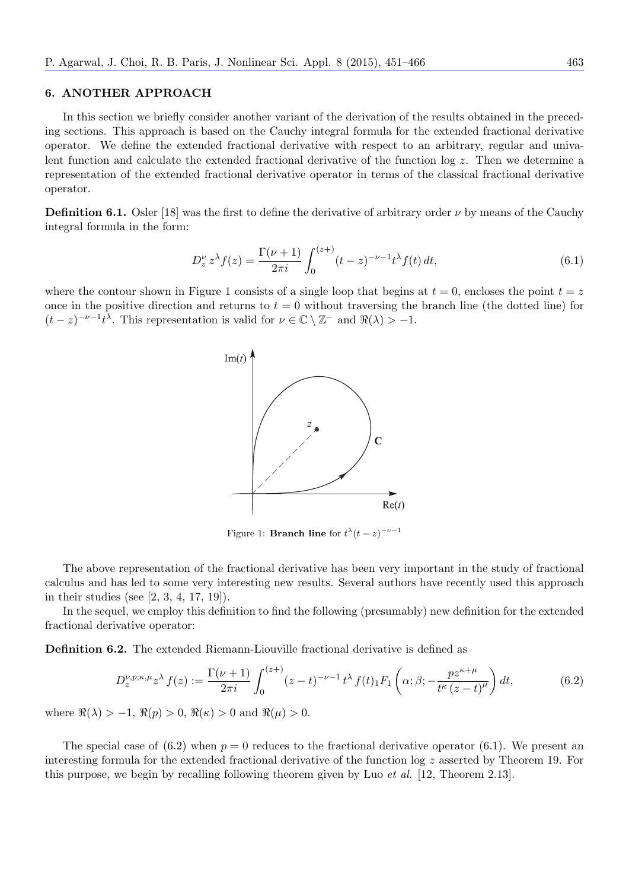## 6. ANOTHER APPROACH

In this section we briefly consider another variant of the derivation of the results obtained in the preceding sections. This approach is based on the Cauchy integral formula for the extended fractional derivative operator. We define the extended fractional derivative with respect to an arbitrary, regular and univalent function and calculate the extended fractional derivative of the function $\log z$. Then we determine a representation of the extended fractional derivative operator in terms of the classical fractional derivative operator.

**Definition 6.1.** Osler [18] was the first to define the derivative of arbitrary order $\nu$ by means of the Cauchy integral formula in the form:

$$D_z^{\nu}\, z^{\lambda} f(z) = \frac{\Gamma(\nu+1)}{2\pi i} \int_0^{(z+)} (t-z)^{-\nu-1} t^{\lambda} f(t)\, dt, \tag{6.1}$$

where the contour shown in Figure 1 consists of a single loop that begins at $t = 0$, encloses the point $t = z$ once in the positive direction and returns to $t = 0$ without traversing the branch line (the dotted line) for $(t-z)^{-\nu-1}t^{\lambda}$. This representation is valid for $\nu \in \mathbb{C} \setminus \mathbb{Z}^{-}$ and $\Re(\lambda) > -1$.

Figure 1: **Branch line** for $t^{\lambda}(t-z)^{-\nu-1}$

The above representation of the fractional derivative has been very important in the study of fractional calculus and has led to some very interesting new results. Several authors have recently used this approach in their studies (see [2, 3, 4, 17, 19]).

In the sequel, we employ this definition to find the following (presumably) new definition for the extended fractional derivative operator:

**Definition 6.2.** The extended Riemann-Liouville fractional derivative is defined as

$$D_z^{\nu,p;\kappa,\mu} z^{\lambda}\, f(z) := \frac{\Gamma(\nu+1)}{2\pi i} \int_0^{(z+)} (z-t)^{-\nu-1}\, t^{\lambda}\, f(t)\, {}_1F_1\left(\alpha;\beta;-\frac{p z^{\kappa+\mu}}{t^{\kappa}\,(z-t)^{\mu}}\right) dt, \tag{6.2}$$

where $\Re(\lambda) > -1$, $\Re(p) > 0$, $\Re(\kappa) > 0$ and $\Re(\mu) > 0$.

The special case of (6.2) when $p = 0$ reduces to the fractional derivative operator (6.1). We present an interesting formula for the extended fractional derivative of the function $\log z$ asserted by Theorem 19. For this purpose, we begin by recalling following theorem given by Luo *et al.* [12, Theorem 2.13].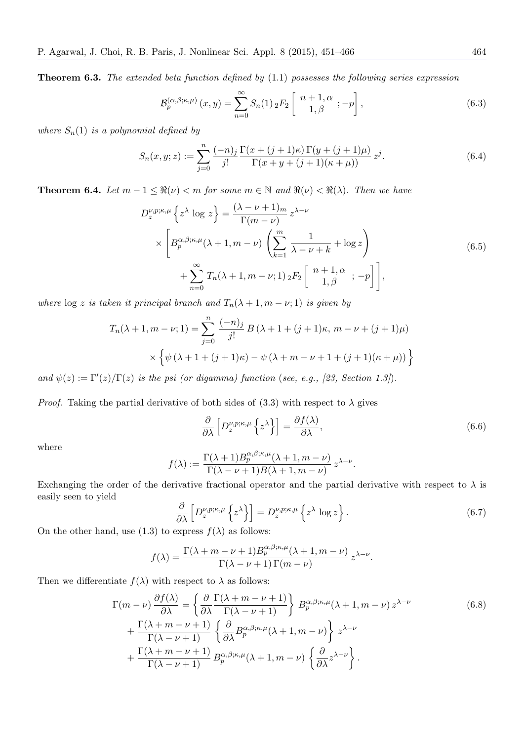**Theorem 6.3.** *The extended beta function defined by* (1.1) *possesses the following series expression*

$$\mathcal{B}_p^{(\alpha,\beta;\kappa,\mu)}(x,y) = \sum_{n=0}^{\infty} S_n(1)\, {}_2F_2\left[\begin{array}{c} n+1, \alpha \\ 1, \beta \end{array}; -p\right], \tag{6.3}$$

*where* $S_n(1)$ *is a polynomial defined by*

$$S_n(x,y;z) := \sum_{j=0}^{n} \frac{(-n)_j}{j!} \frac{\Gamma(x+(j+1)\kappa)\,\Gamma(y+(j+1)\mu)}{\Gamma(x+y+(j+1)(\kappa+\mu))}\, z^j. \tag{6.4}$$

**Theorem 6.4.** *Let* $m-1 \leq \Re(\nu) < m$ *for some* $m \in \mathbb{N}$ *and* $\Re(\nu) < \Re(\lambda)$. *Then we have*

$$\begin{aligned} D_z^{\nu,p;\kappa,\mu}\left\{z^\lambda \log z\right\} &= \frac{(\lambda-\nu+1)_m}{\Gamma(m-\nu)}\, z^{\lambda-\nu} \\ &\times \left[B_p^{\alpha,\beta;\kappa,\mu}(\lambda+1, m-\nu)\left(\sum_{k=1}^{m} \frac{1}{\lambda-\nu+k} + \log z\right)\right. \\ &\left.\quad + \sum_{n=0}^{\infty} T_n(\lambda+1, m-\nu; 1)\, {}_2F_2\left[\begin{array}{c} n+1, \alpha \\ 1, \beta \end{array}; -p\right]\right], \end{aligned} \tag{6.5}$$

*where* $\log z$ *is taken it principal branch and* $T_n(\lambda+1, m-\nu; 1)$ *is given by*

$$\begin{aligned} T_n(\lambda+1, m-\nu; 1) &= \sum_{j=0}^{n} \frac{(-n)_j}{j!}\, B\left(\lambda+1+(j+1)\kappa,\, m-\nu+(j+1)\mu\right) \\ &\times \Big\{\psi\left(\lambda+1+(j+1)\kappa\right) - \psi\left(\lambda+m-\nu+1+(j+1)(\kappa+\mu)\right)\Big\} \end{aligned}$$

*and* $\psi(z) := \Gamma'(z)/\Gamma(z)$ *is the psi (or digamma) function (see, e.g., [23, Section 1.3]).*

*Proof.* Taking the partial derivative of both sides of (3.3) with respect to $\lambda$ gives

$$\frac{\partial}{\partial \lambda}\left[D_z^{\nu,p;\kappa,\mu}\left\{z^\lambda\right\}\right] = \frac{\partial f(\lambda)}{\partial \lambda}, \tag{6.6}$$

where

$$f(\lambda) := \frac{\Gamma(\lambda+1) B_p^{\alpha,\beta;\kappa,\mu}(\lambda+1, m-\nu)}{\Gamma(\lambda-\nu+1) B(\lambda+1, m-\nu)}\, z^{\lambda-\nu}.$$

Exchanging the order of the derivative fractional operator and the partial derivative with respect to $\lambda$ is easily seen to yield

$$\frac{\partial}{\partial \lambda}\left[D_z^{\nu,p;\kappa,\mu}\left\{z^\lambda\right\}\right] = D_z^{\nu,p;\kappa,\mu}\left\{z^\lambda \log z\right\}. \tag{6.7}$$

On the other hand, use (1.3) to express $f(\lambda)$ as follows:

$$f(\lambda) = \frac{\Gamma(\lambda+m-\nu+1) B_p^{\alpha,\beta;\kappa,\mu}(\lambda+1, m-\nu)}{\Gamma(\lambda-\nu+1)\,\Gamma(m-\nu)}\, z^{\lambda-\nu}.$$

Then we differentiate $f(\lambda)$ with respect to $\lambda$ as follows:

$$\begin{aligned} \Gamma(m-\nu)\frac{\partial f(\lambda)}{\partial \lambda} &= \left\{\frac{\partial}{\partial \lambda}\frac{\Gamma(\lambda+m-\nu+1)}{\Gamma(\lambda-\nu+1)}\right\} B_p^{\alpha,\beta;\kappa,\mu}(\lambda+1, m-\nu)\, z^{\lambda-\nu} \\ &+ \frac{\Gamma(\lambda+m-\nu+1)}{\Gamma(\lambda-\nu+1)}\left\{\frac{\partial}{\partial \lambda} B_p^{\alpha,\beta;\kappa,\mu}(\lambda+1, m-\nu)\right\} z^{\lambda-\nu} \\ &+ \frac{\Gamma(\lambda+m-\nu+1)}{\Gamma(\lambda-\nu+1)}\, B_p^{\alpha,\beta;\kappa,\mu}(\lambda+1, m-\nu)\left\{\frac{\partial}{\partial \lambda} z^{\lambda-\nu}\right\}. \end{aligned} \tag{6.8}$$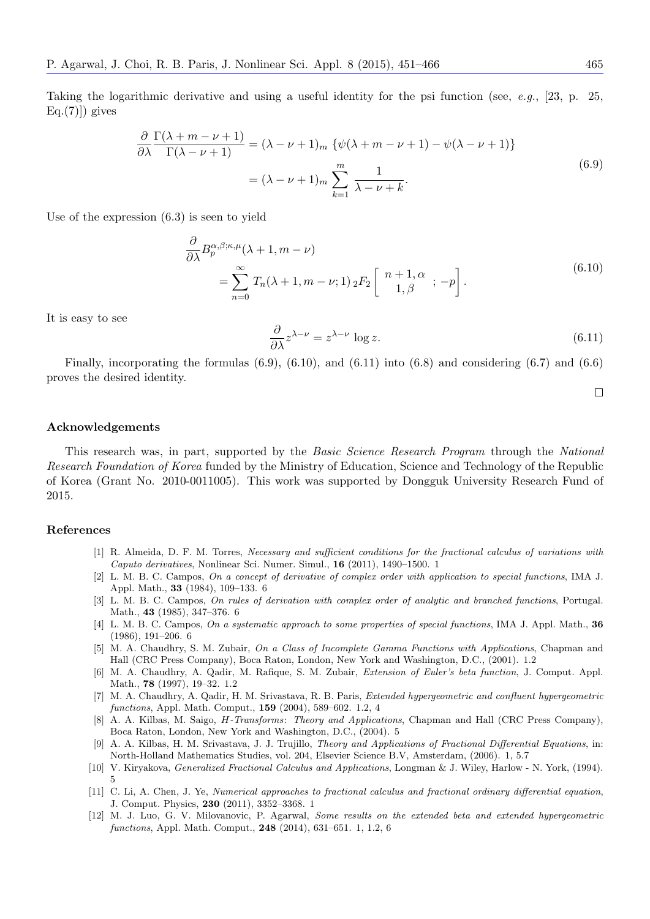Taking the logarithmic derivative and using a useful identity for the psi function (see, *e.g.*, [23, p. 25, Eq.(7)]) gives

$$
\begin{aligned}
\frac{\partial}{\partial \lambda} \frac{\Gamma(\lambda+m-\nu+1)}{\Gamma(\lambda-\nu+1)} &= (\lambda-\nu+1)_m \,\{\psi(\lambda+m-\nu+1)-\psi(\lambda-\nu+1)\} \\
&= (\lambda-\nu+1)_m \sum_{k=1}^{m} \frac{1}{\lambda-\nu+k}.
\end{aligned}
\tag{6.9}
$$

Use of the expression (6.3) is seen to yield

$$
\begin{aligned}
&\frac{\partial}{\partial \lambda} B_p^{\alpha,\beta;\kappa,\mu}(\lambda+1, m-\nu) \\
&\qquad = \sum_{n=0}^{\infty} T_n(\lambda+1, m-\nu; 1)\, {}_2F_2\left[\begin{array}{c} n+1, \alpha \\ 1, \beta \end{array}; -p\right].
\end{aligned}
\tag{6.10}
$$

It is easy to see

$$
\frac{\partial}{\partial \lambda} z^{\lambda-\nu} = z^{\lambda-\nu} \log z. \tag{6.11}
$$

Finally, incorporating the formulas (6.9), (6.10), and (6.11) into (6.8) and considering (6.7) and (6.6) proves the desired identity. □

## Acknowledgements

This research was, in part, supported by the *Basic Science Research Program* through the *National Research Foundation of Korea* funded by the Ministry of Education, Science and Technology of the Republic of Korea (Grant No. 2010-0011005). This work was supported by Dongguk University Research Fund of 2015.

## References

[1] R. Almeida, D. F. M. Torres, *Necessary and sufficient conditions for the fractional calculus of variations with Caputo derivatives*, Nonlinear Sci. Numer. Simul., **16** (2011), 1490–1500. 1

[2] L. M. B. C. Campos, *On a concept of derivative of complex order with application to special functions*, IMA J. Appl. Math., **33** (1984), 109–133. 6

[3] L. M. B. C. Campos, *On rules of derivation with complex order of analytic and branched functions*, Portugal. Math., **43** (1985), 347–376. 6

[4] L. M. B. C. Campos, *On a systematic approach to some properties of special functions*, IMA J. Appl. Math., **36** (1986), 191–206. 6

[5] M. A. Chaudhry, S. M. Zubair, *On a Class of Incomplete Gamma Functions with Applications*, Chapman and Hall (CRC Press Company), Boca Raton, London, New York and Washington, D.C., (2001). 1.2

[6] M. A. Chaudhry, A. Qadir, M. Rafique, S. M. Zubair, *Extension of Euler's beta function*, J. Comput. Appl. Math., **78** (1997), 19–32. 1.2

[7] M. A. Chaudhry, A. Qadir, H. M. Srivastava, R. B. Paris, *Extended hypergeometric and confluent hypergeometric functions*, Appl. Math. Comput., **159** (2004), 589–602. 1.2, 4

[8] A. A. Kilbas, M. Saigo, *H-Transforms: Theory and Applications*, Chapman and Hall (CRC Press Company), Boca Raton, London, New York and Washington, D.C., (2004). 5

[9] A. A. Kilbas, H. M. Srivastava, J. J. Trujillo, *Theory and Applications of Fractional Differential Equations*, in: North-Holland Mathematics Studies, vol. 204, Elsevier Science B.V, Amsterdam, (2006). 1, 5.7

[10] V. Kiryakova, *Generalized Fractional Calculus and Applications*, Longman & J. Wiley, Harlow - N. York, (1994). 5

[11] C. Li, A. Chen, J. Ye, *Numerical approaches to fractional calculus and fractional ordinary differential equation*, J. Comput. Physics, **230** (2011), 3352–3368. 1

[12] M. J. Luo, G. V. Milovanovic, P. Agarwal, *Some results on the extended beta and extended hypergeometric functions*, Appl. Math. Comput., **248** (2014), 631–651. 1, 1.2, 6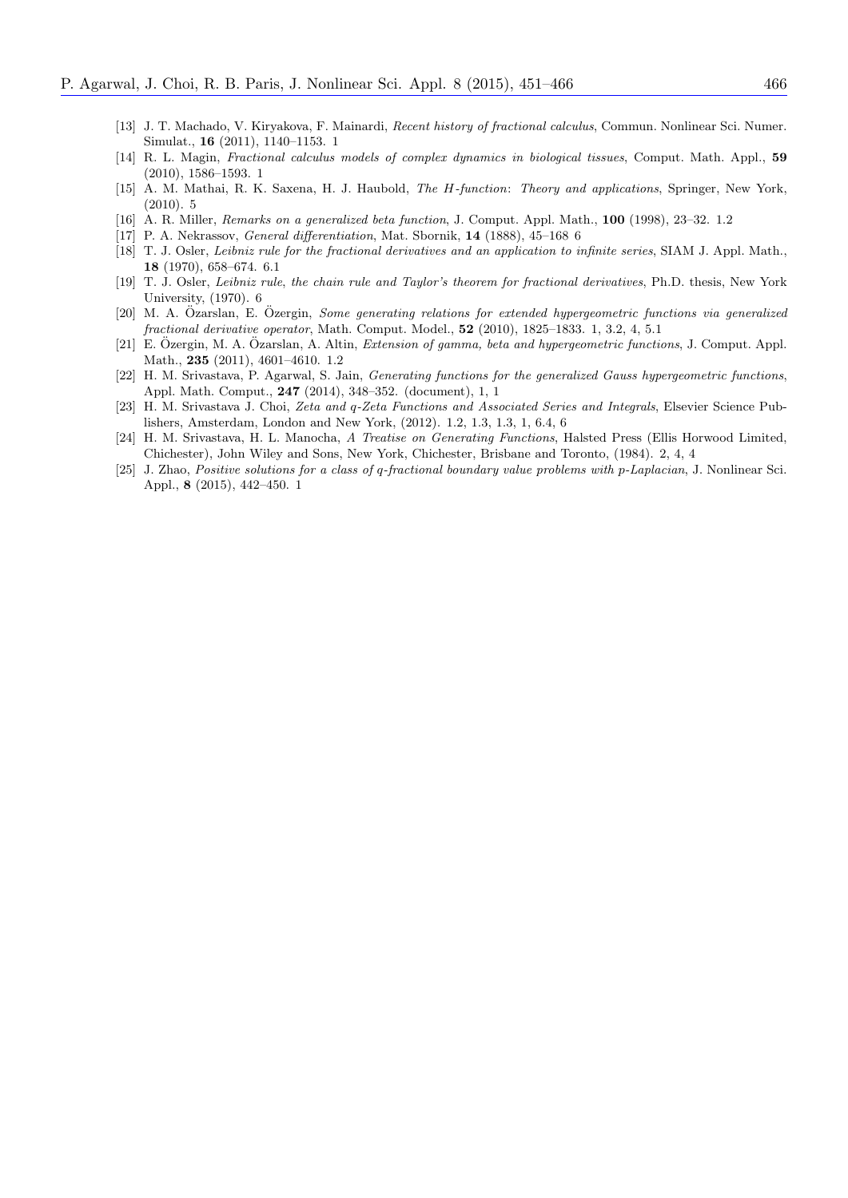[13] J. T. Machado, V. Kiryakova, F. Mainardi, *Recent history of fractional calculus*, Commun. Nonlinear Sci. Numer. Simulat., **16** (2011), 1140–1153. 1

[14] R. L. Magin, *Fractional calculus models of complex dynamics in biological tissues*, Comput. Math. Appl., **59** (2010), 1586–1593. 1

[15] A. M. Mathai, R. K. Saxena, H. J. Haubold, *The H-function: Theory and applications*, Springer, New York, (2010). 5

[16] A. R. Miller, *Remarks on a generalized beta function*, J. Comput. Appl. Math., **100** (1998), 23–32. 1.2

[17] P. A. Nekrassov, *General differentiation*, Mat. Sbornik, **14** (1888), 45–168 6

[18] T. J. Osler, *Leibniz rule for the fractional derivatives and an application to infinite series*, SIAM J. Appl. Math., **18** (1970), 658–674. 6.1

[19] T. J. Osler, *Leibniz rule, the chain rule and Taylor's theorem for fractional derivatives*, Ph.D. thesis, New York University, (1970). 6

[20] M. A. Özarslan, E. Özergin, *Some generating relations for extended hypergeometric functions via generalized fractional derivative operator*, Math. Comput. Model., **52** (2010), 1825–1833. 1, 3.2, 4, 5.1

[21] E. Özergin, M. A. Özarslan, A. Altin, *Extension of gamma, beta and hypergeometric functions*, J. Comput. Appl. Math., **235** (2011), 4601–4610. 1.2

[22] H. M. Srivastava, P. Agarwal, S. Jain, *Generating functions for the generalized Gauss hypergeometric functions*, Appl. Math. Comput., **247** (2014), 348–352. (document), 1, 1

[23] H. M. Srivastava J. Choi, *Zeta and q-Zeta Functions and Associated Series and Integrals*, Elsevier Science Publishers, Amsterdam, London and New York, (2012). 1.2, 1.3, 1.3, 1, 6.4, 6

[24] H. M. Srivastava, H. L. Manocha, *A Treatise on Generating Functions*, Halsted Press (Ellis Horwood Limited, Chichester), John Wiley and Sons, New York, Chichester, Brisbane and Toronto, (1984). 2, 4, 4

[25] J. Zhao, *Positive solutions for a class of q-fractional boundary value problems with p-Laplacian*, J. Nonlinear Sci. Appl., **8** (2015), 442–450. 1